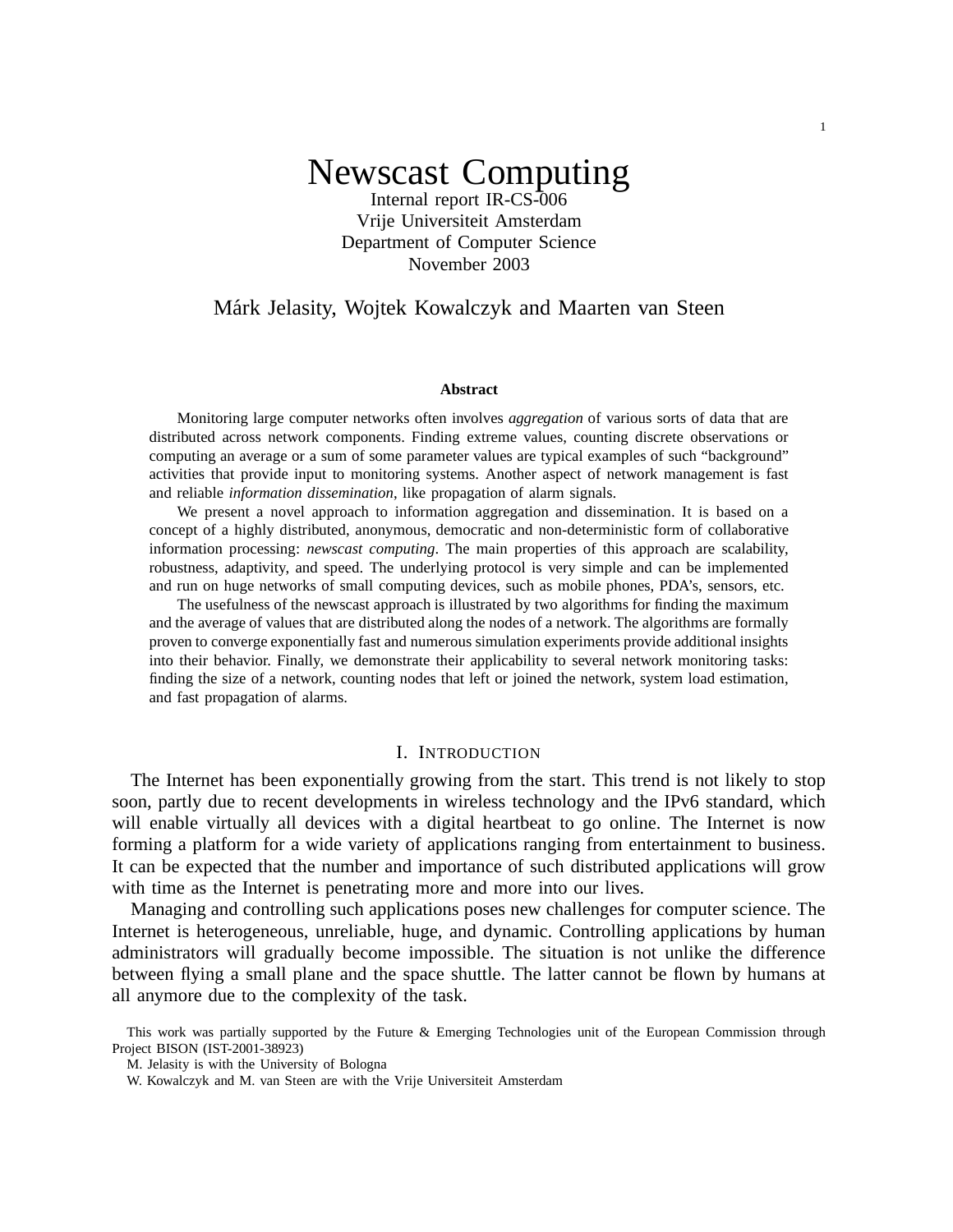# Newscast Computing

Internal report IR-CS-006
Vrije Universiteit Amsterdam
Department of Computer Science
November 2003

Márk Jelasity, Wojtek Kowalczyk and Maarten van Steen

**Abstract**

Monitoring large computer networks often involves *aggregation* of various sorts of data that are distributed across network components. Finding extreme values, counting discrete observations or computing an average or a sum of some parameter values are typical examples of such "background" activities that provide input to monitoring systems. Another aspect of network management is fast and reliable *information dissemination*, like propagation of alarm signals.

We present a novel approach to information aggregation and dissemination. It is based on a concept of a highly distributed, anonymous, democratic and non-deterministic form of collaborative information processing: *newscast computing*. The main properties of this approach are scalability, robustness, adaptivity, and speed. The underlying protocol is very simple and can be implemented and run on huge networks of small computing devices, such as mobile phones, PDA's, sensors, etc.

The usefulness of the newscast approach is illustrated by two algorithms for finding the maximum and the average of values that are distributed along the nodes of a network. The algorithms are formally proven to converge exponentially fast and numerous simulation experiments provide additional insights into their behavior. Finally, we demonstrate their applicability to several network monitoring tasks: finding the size of a network, counting nodes that left or joined the network, system load estimation, and fast propagation of alarms.

## I. Introduction

The Internet has been exponentially growing from the start. This trend is not likely to stop soon, partly due to recent developments in wireless technology and the IPv6 standard, which will enable virtually all devices with a digital heartbeat to go online. The Internet is now forming a platform for a wide variety of applications ranging from entertainment to business. It can be expected that the number and importance of such distributed applications will grow with time as the Internet is penetrating more and more into our lives.

Managing and controlling such applications poses new challenges for computer science. The Internet is heterogeneous, unreliable, huge, and dynamic. Controlling applications by human administrators will gradually become impossible. The situation is not unlike the difference between flying a small plane and the space shuttle. The latter cannot be flown by humans at all anymore due to the complexity of the task.

This work was partially supported by the Future & Emerging Technologies unit of the European Commission through Project BISON (IST-2001-38923)

M. Jelasity is with the University of Bologna

W. Kowalczyk and M. van Steen are with the Vrije Universiteit Amsterdam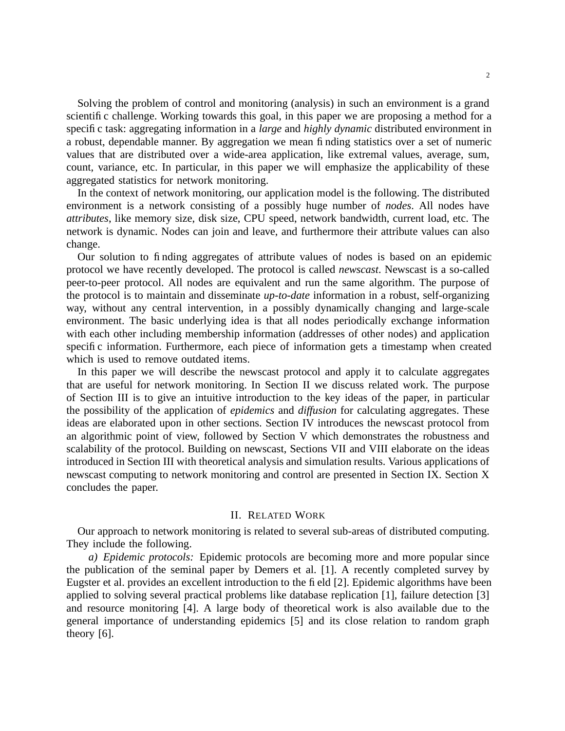Solving the problem of control and monitoring (analysis) in such an environment is a grand scientific challenge. Working towards this goal, in this paper we are proposing a method for a specific task: aggregating information in a *large* and *highly dynamic* distributed environment in a robust, dependable manner. By aggregation we mean finding statistics over a set of numeric values that are distributed over a wide-area application, like extremal values, average, sum, count, variance, etc. In particular, in this paper we will emphasize the applicability of these aggregated statistics for network monitoring.

In the context of network monitoring, our application model is the following. The distributed environment is a network consisting of a possibly huge number of *nodes*. All nodes have *attributes*, like memory size, disk size, CPU speed, network bandwidth, current load, etc. The network is dynamic. Nodes can join and leave, and furthermore their attribute values can also change.

Our solution to finding aggregates of attribute values of nodes is based on an epidemic protocol we have recently developed. The protocol is called *newscast*. Newscast is a so-called peer-to-peer protocol. All nodes are equivalent and run the same algorithm. The purpose of the protocol is to maintain and disseminate *up-to-date* information in a robust, self-organizing way, without any central intervention, in a possibly dynamically changing and large-scale environment. The basic underlying idea is that all nodes periodically exchange information with each other including membership information (addresses of other nodes) and application specific information. Furthermore, each piece of information gets a timestamp when created which is used to remove outdated items.

In this paper we will describe the newscast protocol and apply it to calculate aggregates that are useful for network monitoring. In Section II we discuss related work. The purpose of Section III is to give an intuitive introduction to the key ideas of the paper, in particular the possibility of the application of *epidemics* and *diffusion* for calculating aggregates. These ideas are elaborated upon in other sections. Section IV introduces the newscast protocol from an algorithmic point of view, followed by Section V which demonstrates the robustness and scalability of the protocol. Building on newscast, Sections VII and VIII elaborate on the ideas introduced in Section III with theoretical analysis and simulation results. Various applications of newscast computing to network monitoring and control are presented in Section IX. Section X concludes the paper.

## II. Related Work

Our approach to network monitoring is related to several sub-areas of distributed computing. They include the following.

*a) Epidemic protocols:* Epidemic protocols are becoming more and more popular since the publication of the seminal paper by Demers et al. [1]. A recently completed survey by Eugster et al. provides an excellent introduction to the field [2]. Epidemic algorithms have been applied to solving several practical problems like database replication [1], failure detection [3] and resource monitoring [4]. A large body of theoretical work is also available due to the general importance of understanding epidemics [5] and its close relation to random graph theory [6].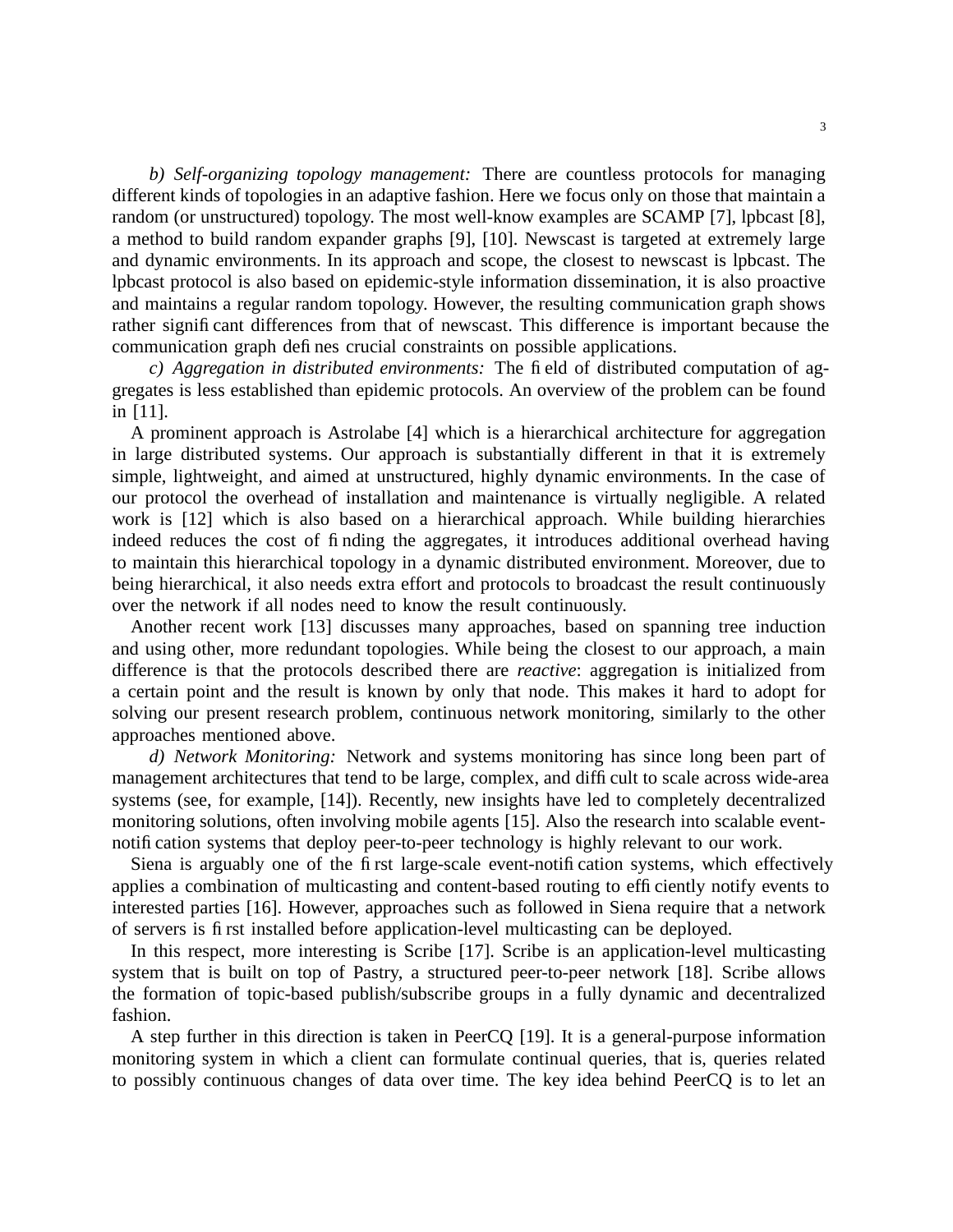*b) Self-organizing topology management:* There are countless protocols for managing different kinds of topologies in an adaptive fashion. Here we focus only on those that maintain a random (or unstructured) topology. The most well-know examples are SCAMP [7], lpbcast [8], a method to build random expander graphs [9], [10]. Newscast is targeted at extremely large and dynamic environments. In its approach and scope, the closest to newscast is lpbcast. The lpbcast protocol is also based on epidemic-style information dissemination, it is also proactive and maintains a regular random topology. However, the resulting communication graph shows rather significant differences from that of newscast. This difference is important because the communication graph defines crucial constraints on possible applications.

*c) Aggregation in distributed environments:* The field of distributed computation of aggregates is less established than epidemic protocols. An overview of the problem can be found in [11].

A prominent approach is Astrolabe [4] which is a hierarchical architecture for aggregation in large distributed systems. Our approach is substantially different in that it is extremely simple, lightweight, and aimed at unstructured, highly dynamic environments. In the case of our protocol the overhead of installation and maintenance is virtually negligible. A related work is [12] which is also based on a hierarchical approach. While building hierarchies indeed reduces the cost of finding the aggregates, it introduces additional overhead having to maintain this hierarchical topology in a dynamic distributed environment. Moreover, due to being hierarchical, it also needs extra effort and protocols to broadcast the result continuously over the network if all nodes need to know the result continuously.

Another recent work [13] discusses many approaches, based on spanning tree induction and using other, more redundant topologies. While being the closest to our approach, a main difference is that the protocols described there are *reactive*: aggregation is initialized from a certain point and the result is known by only that node. This makes it hard to adopt for solving our present research problem, continuous network monitoring, similarly to the other approaches mentioned above.

*d) Network Monitoring:* Network and systems monitoring has since long been part of management architectures that tend to be large, complex, and difficult to scale across wide-area systems (see, for example, [14]). Recently, new insights have led to completely decentralized monitoring solutions, often involving mobile agents [15]. Also the research into scalable event-notification systems that deploy peer-to-peer technology is highly relevant to our work.

Siena is arguably one of the first large-scale event-notification systems, which effectively applies a combination of multicasting and content-based routing to efficiently notify events to interested parties [16]. However, approaches such as followed in Siena require that a network of servers is first installed before application-level multicasting can be deployed.

In this respect, more interesting is Scribe [17]. Scribe is an application-level multicasting system that is built on top of Pastry, a structured peer-to-peer network [18]. Scribe allows the formation of topic-based publish/subscribe groups in a fully dynamic and decentralized fashion.

A step further in this direction is taken in PeerCQ [19]. It is a general-purpose information monitoring system in which a client can formulate continual queries, that is, queries related to possibly continuous changes of data over time. The key idea behind PeerCQ is to let an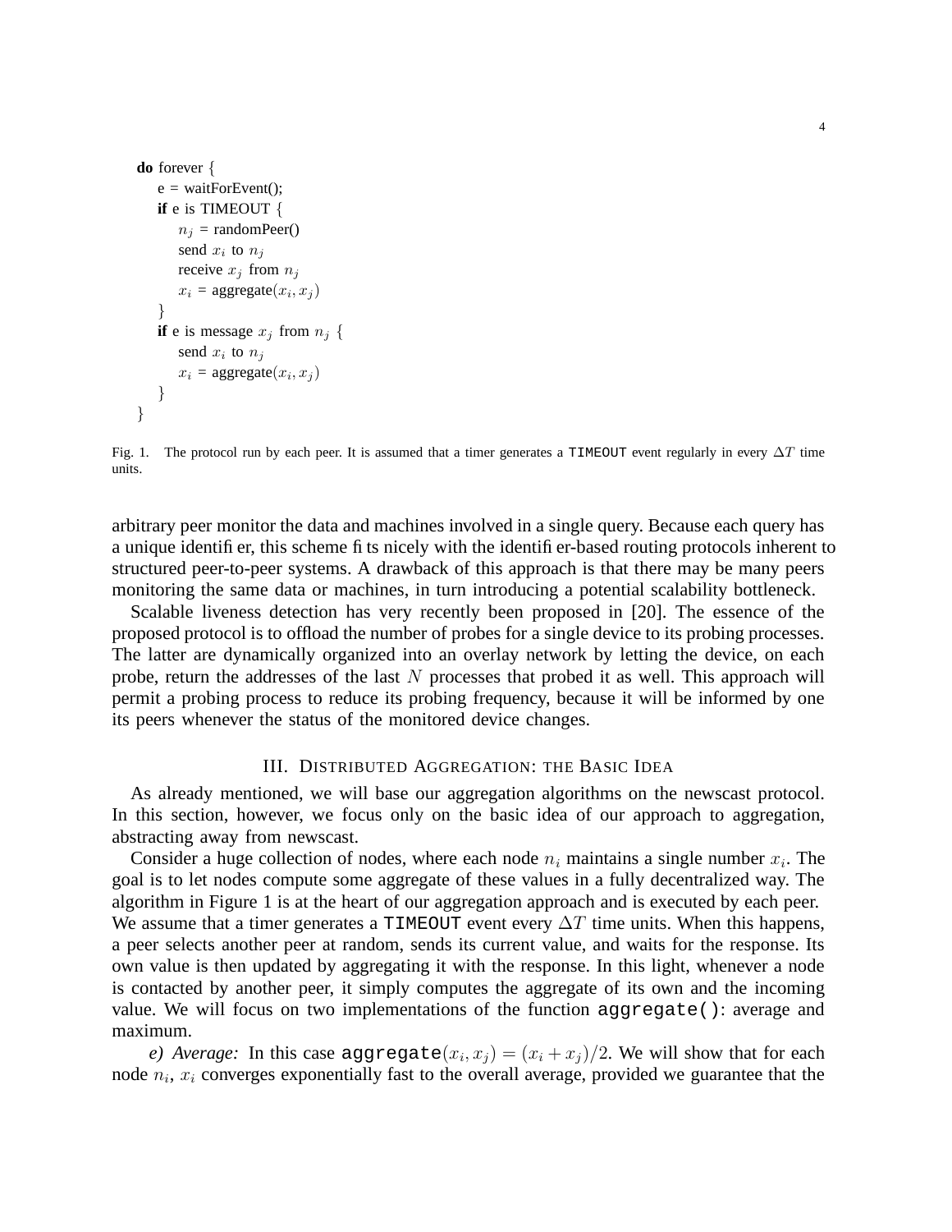```
do forever {
    e = waitForEvent();
    if e is TIMEOUT {
        n_j = randomPeer()
        send x_i to n_j
        receive x_j from n_j
        x_i = aggregate(x_i, x_j)
    }
    if e is message x_j from n_j {
        send x_i to n_j
        x_i = aggregate(x_i, x_j)
    }
}
```

Fig. 1. The protocol run by each peer. It is assumed that a timer generates a `TIMEOUT` event regularly in every $\Delta T$ time units.

arbitrary peer monitor the data and machines involved in a single query. Because each query has a unique identifier, this scheme fits nicely with the identifier-based routing protocols inherent to structured peer-to-peer systems. A drawback of this approach is that there may be many peers monitoring the same data or machines, in turn introducing a potential scalability bottleneck.

Scalable liveness detection has very recently been proposed in [20]. The essence of the proposed protocol is to offload the number of probes for a single device to its probing processes. The latter are dynamically organized into an overlay network by letting the device, on each probe, return the addresses of the last $N$ processes that probed it as well. This approach will permit a probing process to reduce its probing frequency, because it will be informed by one its peers whenever the status of the monitored device changes.

## III. Distributed Aggregation: the Basic Idea

As already mentioned, we will base our aggregation algorithms on the newscast protocol. In this section, however, we focus only on the basic idea of our approach to aggregation, abstracting away from newscast.

Consider a huge collection of nodes, where each node $n_i$ maintains a single number $x_i$. The goal is to let nodes compute some aggregate of these values in a fully decentralized way. The algorithm in Figure 1 is at the heart of our aggregation approach and is executed by each peer. We assume that a timer generates a `TIMEOUT` event every $\Delta T$ time units. When this happens, a peer selects another peer at random, sends its current value, and waits for the response. Its own value is then updated by aggregating it with the response. In this light, whenever a node is contacted by another peer, it simply computes the aggregate of its own and the incoming value. We will focus on two implementations of the function `aggregate()`: average and maximum.

*e) Average:* In this case `aggregate`$(x_i, x_j) = (x_i + x_j)/2$. We will show that for each node $n_i$, $x_i$ converges exponentially fast to the overall average, provided we guarantee that the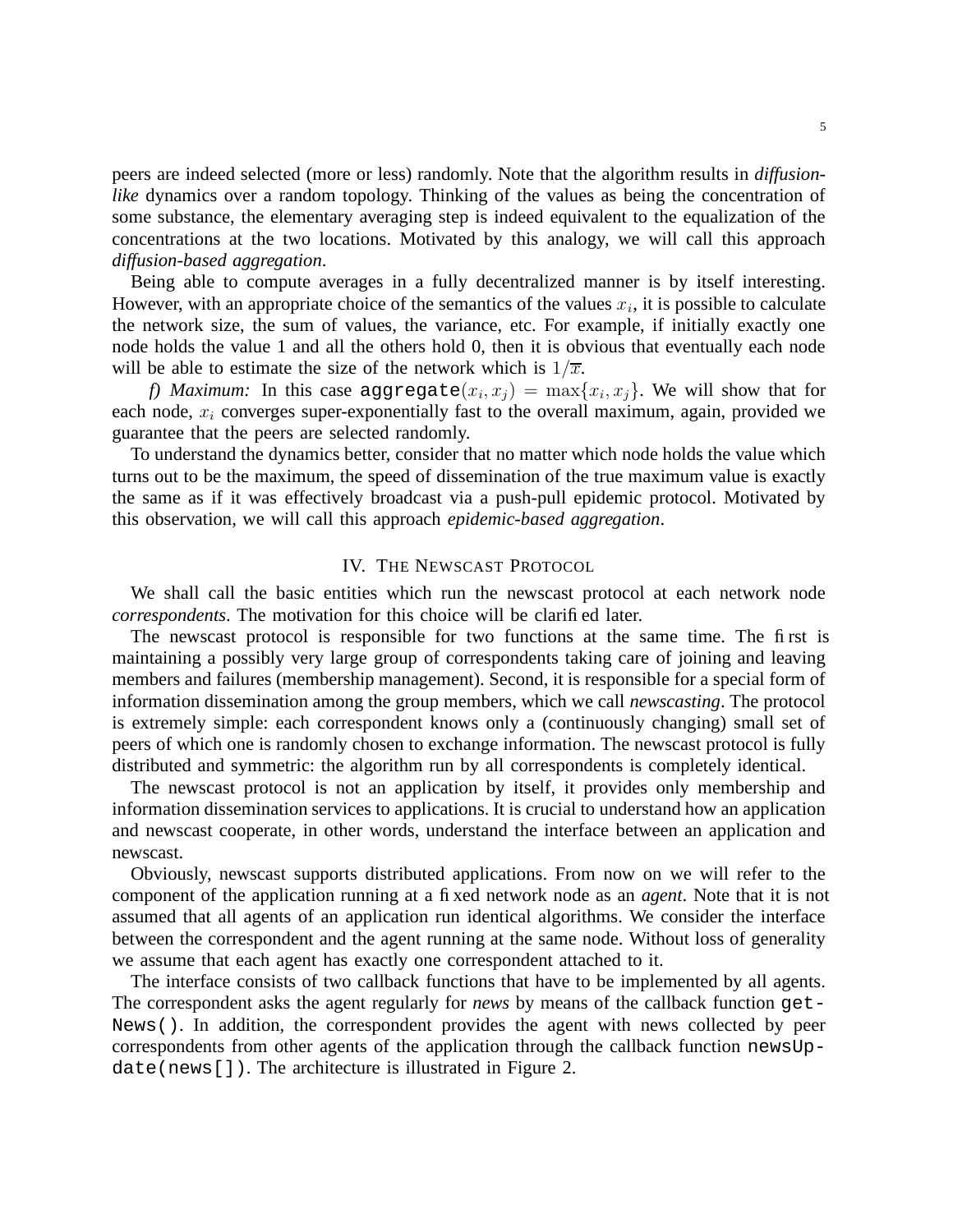peers are indeed selected (more or less) randomly. Note that the algorithm results in *diffusion-like* dynamics over a random topology. Thinking of the values as being the concentration of some substance, the elementary averaging step is indeed equivalent to the equalization of the concentrations at the two locations. Motivated by this analogy, we will call this approach *diffusion-based aggregation*.

Being able to compute averages in a fully decentralized manner is by itself interesting. However, with an appropriate choice of the semantics of the values $x_i$, it is possible to calculate the network size, the sum of values, the variance, etc. For example, if initially exactly one node holds the value 1 and all the others hold 0, then it is obvious that eventually each node will be able to estimate the size of the network which is $1/\overline{x}$.

*f) Maximum:* In this case $\texttt{aggregate}(x_i, x_j) = \max\{x_i, x_j\}$. We will show that for each node, $x_i$ converges super-exponentially fast to the overall maximum, again, provided we guarantee that the peers are selected randomly.

To understand the dynamics better, consider that no matter which node holds the value which turns out to be the maximum, the speed of dissemination of the true maximum value is exactly the same as if it was effectively broadcast via a push-pull epidemic protocol. Motivated by this observation, we will call this approach *epidemic-based aggregation*.

## IV. The Newscast Protocol

We shall call the basic entities which run the newscast protocol at each network node *correspondents*. The motivation for this choice will be clarified later.

The newscast protocol is responsible for two functions at the same time. The first is maintaining a possibly very large group of correspondents taking care of joining and leaving members and failures (membership management). Second, it is responsible for a special form of information dissemination among the group members, which we call *newscasting*. The protocol is extremely simple: each correspondent knows only a (continuously changing) small set of peers of which one is randomly chosen to exchange information. The newscast protocol is fully distributed and symmetric: the algorithm run by all correspondents is completely identical.

The newscast protocol is not an application by itself, it provides only membership and information dissemination services to applications. It is crucial to understand how an application and newscast cooperate, in other words, understand the interface between an application and newscast.

Obviously, newscast supports distributed applications. From now on we will refer to the component of the application running at a fixed network node as an *agent*. Note that it is not assumed that all agents of an application run identical algorithms. We consider the interface between the correspondent and the agent running at the same node. Without loss of generality we assume that each agent has exactly one correspondent attached to it.

The interface consists of two callback functions that have to be implemented by all agents. The correspondent asks the agent regularly for *news* by means of the callback function `getNews()`. In addition, the correspondent provides the agent with news collected by peer correspondents from other agents of the application through the callback function `newsUpdate(news[])`. The architecture is illustrated in Figure 2.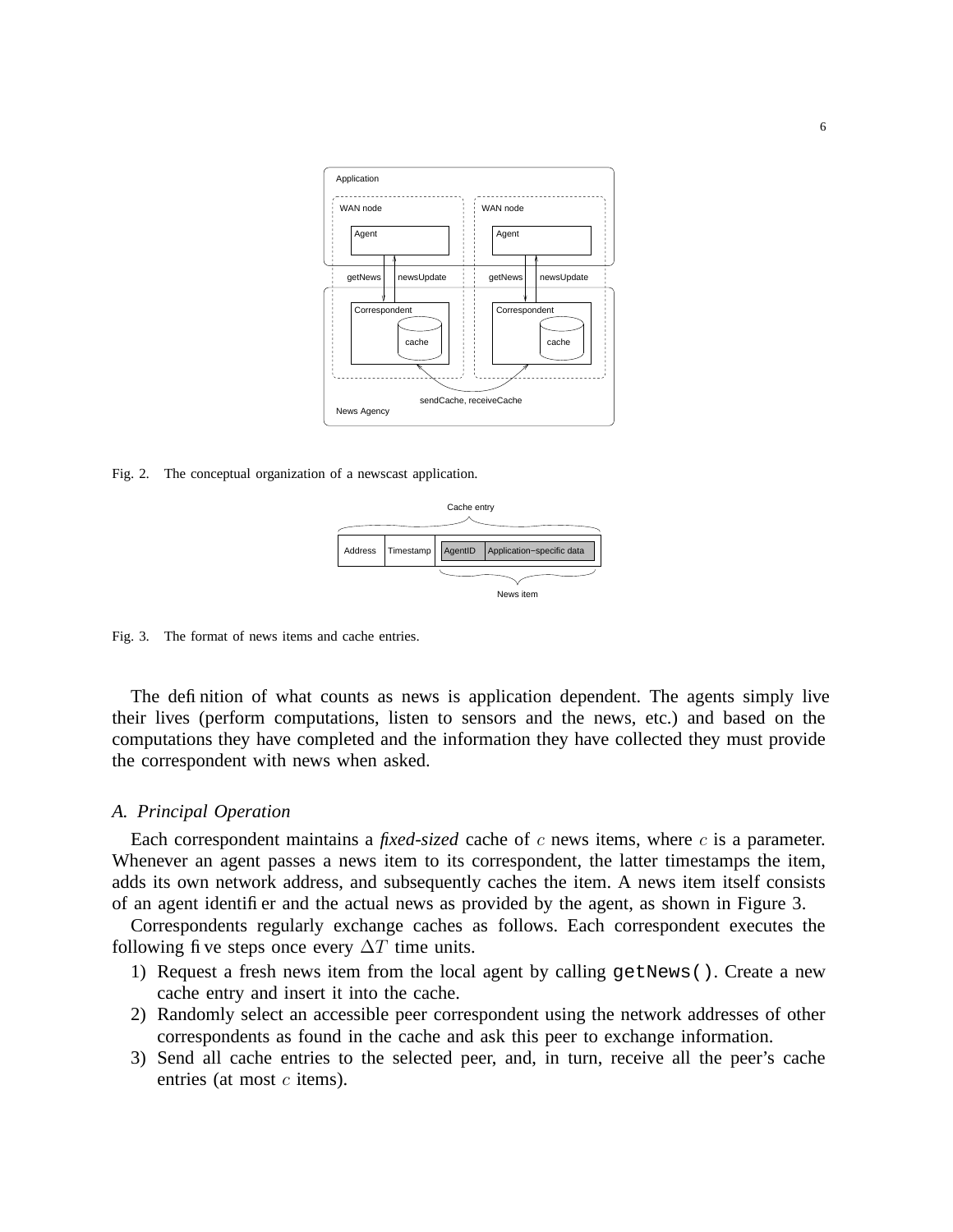Application

WAN node

Agent

getNews

newsUpdate

Correspondent

cache

WAN node

Agent

getNews

newsUpdate

Correspondent

cache

sendCache, receiveCache

News Agency

Fig. 2. The conceptual organization of a newscast application.

Cache entry

Address

Timestamp

AgentID

Application−specific data

News item

Fig. 3. The format of news items and cache entries.

The definition of what counts as news is application dependent. The agents simply live their lives (perform computations, listen to sensors and the news, etc.) and based on the computations they have completed and the information they have collected they must provide the correspondent with news when asked.

### A. Principal Operation

Each correspondent maintains a *fixed-sized* cache of $c$ news items, where $c$ is a parameter. Whenever an agent passes a news item to its correspondent, the latter timestamps the item, adds its own network address, and subsequently caches the item. A news item itself consists of an agent identifier and the actual news as provided by the agent, as shown in Figure 3.

Correspondents regularly exchange caches as follows. Each correspondent executes the following five steps once every $\Delta T$ time units.

1) Request a fresh news item from the local agent by calling `getNews()`. Create a new cache entry and insert it into the cache.
2) Randomly select an accessible peer correspondent using the network addresses of other correspondents as found in the cache and ask this peer to exchange information.
3) Send all cache entries to the selected peer, and, in turn, receive all the peer's cache entries (at most $c$ items).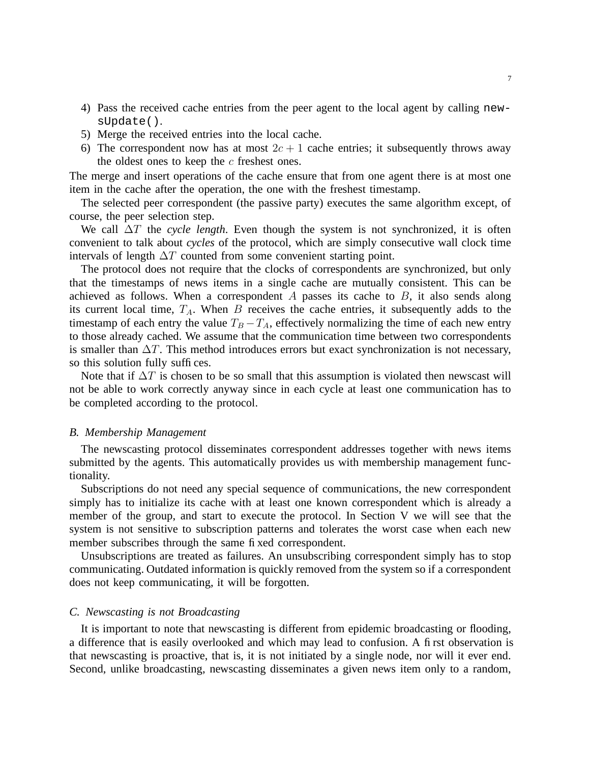4) Pass the received cache entries from the peer agent to the local agent by calling `newsUpdate()`.
5) Merge the received entries into the local cache.
6) The correspondent now has at most $2c + 1$ cache entries; it subsequently throws away the oldest ones to keep the $c$ freshest ones.

The merge and insert operations of the cache ensure that from one agent there is at most one item in the cache after the operation, the one with the freshest timestamp.

The selected peer correspondent (the passive party) executes the same algorithm except, of course, the peer selection step.

We call $\Delta T$ the *cycle length*. Even though the system is not synchronized, it is often convenient to talk about *cycles* of the protocol, which are simply consecutive wall clock time intervals of length $\Delta T$ counted from some convenient starting point.

The protocol does not require that the clocks of correspondents are synchronized, but only that the timestamps of news items in a single cache are mutually consistent. This can be achieved as follows. When a correspondent $A$ passes its cache to $B$, it also sends along its current local time, $T_A$. When $B$ receives the cache entries, it subsequently adds to the timestamp of each entry the value $T_B - T_A$, effectively normalizing the time of each new entry to those already cached. We assume that the communication time between two correspondents is smaller than $\Delta T$. This method introduces errors but exact synchronization is not necessary, so this solution fully suffices.

Note that if $\Delta T$ is chosen to be so small that this assumption is violated then newscast will not be able to work correctly anyway since in each cycle at least one communication has to be completed according to the protocol.

### B. Membership Management

The newscasting protocol disseminates correspondent addresses together with news items submitted by the agents. This automatically provides us with membership management functionality.

Subscriptions do not need any special sequence of communications, the new correspondent simply has to initialize its cache with at least one known correspondent which is already a member of the group, and start to execute the protocol. In Section V we will see that the system is not sensitive to subscription patterns and tolerates the worst case when each new member subscribes through the same fixed correspondent.

Unsubscriptions are treated as failures. An unsubscribing correspondent simply has to stop communicating. Outdated information is quickly removed from the system so if a correspondent does not keep communicating, it will be forgotten.

### C. Newscasting is not Broadcasting

It is important to note that newscasting is different from epidemic broadcasting or flooding, a difference that is easily overlooked and which may lead to confusion. A first observation is that newscasting is proactive, that is, it is not initiated by a single node, nor will it ever end. Second, unlike broadcasting, newscasting disseminates a given news item only to a random,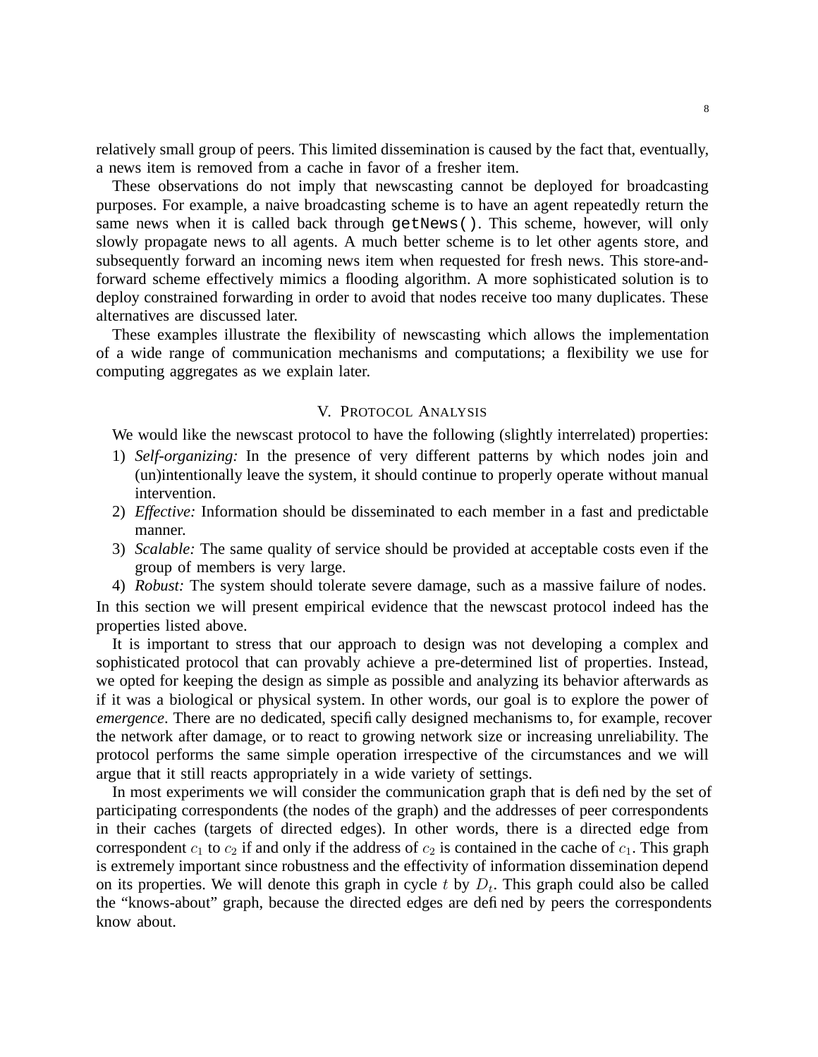relatively small group of peers. This limited dissemination is caused by the fact that, eventually, a news item is removed from a cache in favor of a fresher item.

These observations do not imply that newscasting cannot be deployed for broadcasting purposes. For example, a naive broadcasting scheme is to have an agent repeatedly return the same news when it is called back through `getNews()`. This scheme, however, will only slowly propagate news to all agents. A much better scheme is to let other agents store, and subsequently forward an incoming news item when requested for fresh news. This store-and-forward scheme effectively mimics a flooding algorithm. A more sophisticated solution is to deploy constrained forwarding in order to avoid that nodes receive too many duplicates. These alternatives are discussed later.

These examples illustrate the flexibility of newscasting which allows the implementation of a wide range of communication mechanisms and computations; a flexibility we use for computing aggregates as we explain later.

## V. Protocol Analysis

We would like the newscast protocol to have the following (slightly interrelated) properties:

1) *Self-organizing:* In the presence of very different patterns by which nodes join and (un)intentionally leave the system, it should continue to properly operate without manual intervention.
2) *Effective:* Information should be disseminated to each member in a fast and predictable manner.
3) *Scalable:* The same quality of service should be provided at acceptable costs even if the group of members is very large.
4) *Robust:* The system should tolerate severe damage, such as a massive failure of nodes.

In this section we will present empirical evidence that the newscast protocol indeed has the properties listed above.

It is important to stress that our approach to design was not developing a complex and sophisticated protocol that can provably achieve a pre-determined list of properties. Instead, we opted for keeping the design as simple as possible and analyzing its behavior afterwards as if it was a biological or physical system. In other words, our goal is to explore the power of *emergence*. There are no dedicated, specifically designed mechanisms to, for example, recover the network after damage, or to react to growing network size or increasing unreliability. The protocol performs the same simple operation irrespective of the circumstances and we will argue that it still reacts appropriately in a wide variety of settings.

In most experiments we will consider the communication graph that is defined by the set of participating correspondents (the nodes of the graph) and the addresses of peer correspondents in their caches (targets of directed edges). In other words, there is a directed edge from correspondent $c_1$ to $c_2$ if and only if the address of $c_2$ is contained in the cache of $c_1$. This graph is extremely important since robustness and the effectivity of information dissemination depend on its properties. We will denote this graph in cycle $t$ by $D_t$. This graph could also be called the "knows-about" graph, because the directed edges are defined by peers the correspondents know about.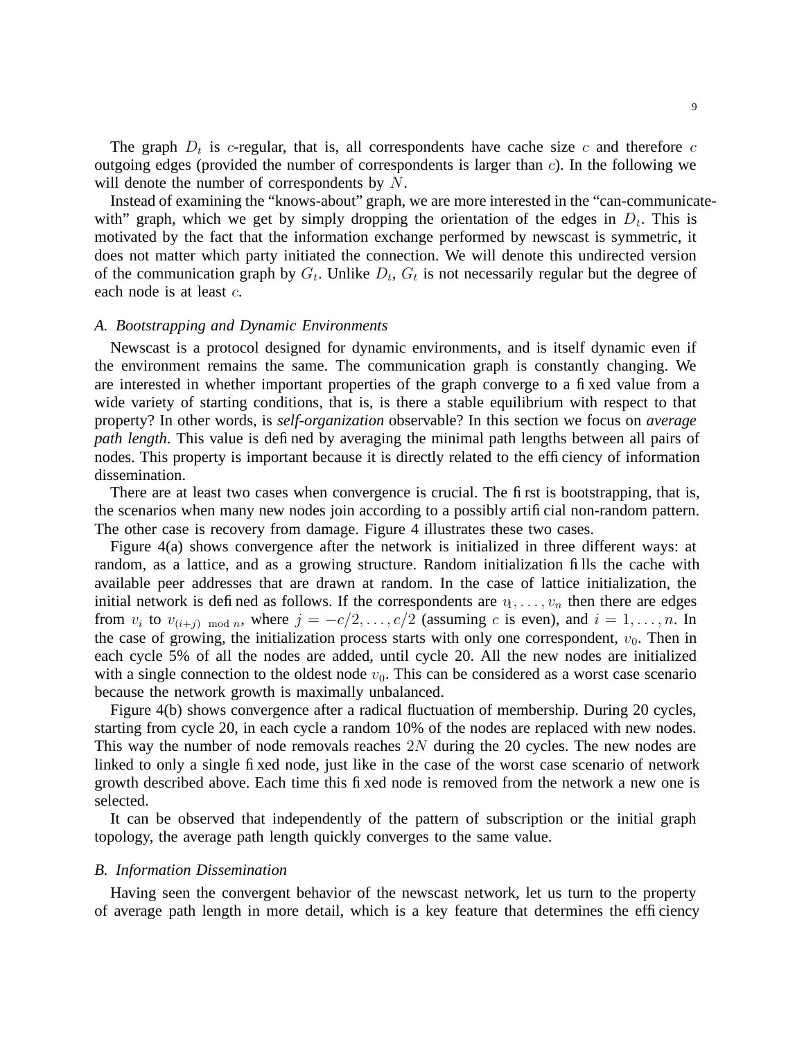The graph $D_t$ is $c$-regular, that is, all correspondents have cache size $c$ and therefore $c$ outgoing edges (provided the number of correspondents is larger than $c$). In the following we will denote the number of correspondents by $N$.

Instead of examining the "knows-about" graph, we are more interested in the "can-communicate-with" graph, which we get by simply dropping the orientation of the edges in $D_t$. This is motivated by the fact that the information exchange performed by newscast is symmetric, it does not matter which party initiated the connection. We will denote this undirected version of the communication graph by $G_t$. Unlike $D_t$, $G_t$ is not necessarily regular but the degree of each node is at least $c$.

### A. Bootstrapping and Dynamic Environments

Newscast is a protocol designed for dynamic environments, and is itself dynamic even if the environment remains the same. The communication graph is constantly changing. We are interested in whether important properties of the graph converge to a fixed value from a wide variety of starting conditions, that is, is there a stable equilibrium with respect to that property? In other words, is ***self-organization*** observable? In this section we focus on *average path length*. This value is defined by averaging the minimal path lengths between all pairs of nodes. This property is important because it is directly related to the efficiency of information dissemination.

There are at least two cases when convergence is crucial. The first is bootstrapping, that is, the scenarios when many new nodes join according to a possibly artificial non-random pattern. The other case is recovery from damage. Figure 4 illustrates these two cases.

Figure 4(a) shows convergence after the network is initialized in three different ways: at random, as a lattice, and as a growing structure. Random initialization fills the cache with available peer addresses that are drawn at random. In the case of lattice initialization, the initial network is defined as follows. If the correspondents are $v_1, \ldots, v_n$ then there are edges from $v_i$ to $v_{(i+j) \bmod n}$, where $j = -c/2, \ldots, c/2$ (assuming $c$ is even), and $i = 1, \ldots, n$. In the case of growing, the initialization process starts with only one correspondent, $v_0$. Then in each cycle 5% of all the nodes are added, until cycle 20. All the new nodes are initialized with a single connection to the oldest node $v_0$. This can be considered as a worst case scenario because the network growth is maximally unbalanced.

Figure 4(b) shows convergence after a radical fluctuation of membership. During 20 cycles, starting from cycle 20, in each cycle a random 10% of the nodes are replaced with new nodes. This way the number of node removals reaches $2N$ during the 20 cycles. The new nodes are linked to only a single fixed node, just like in the case of the worst case scenario of network growth described above. Each time this fixed node is removed from the network a new one is selected.

It can be observed that independently of the pattern of subscription or the initial graph topology, the average path length quickly converges to the same value.

### B. Information Dissemination

Having seen the convergent behavior of the newscast network, let us turn to the property of average path length in more detail, which is a key feature that determines the efficiency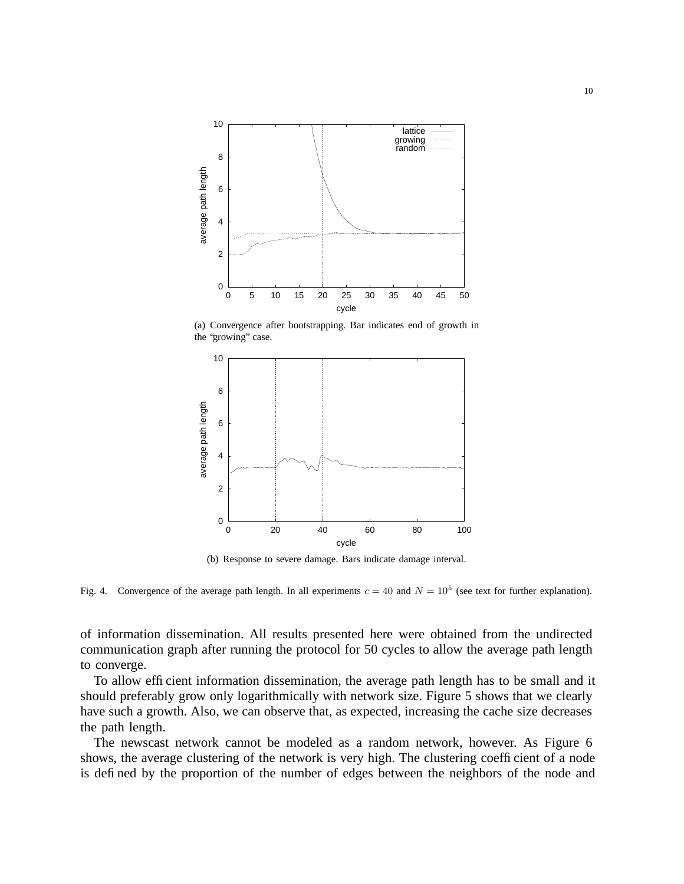10

8

6

4

2

0

average path length

0 5 10 15 20 25 30 35 40 45 50

cycle

lattice
growing
random

(a) Convergence after bootstrapping. Bar indicates end of growth in the "growing" case.

10

8

6

4

2

0

average path length

0 20 40 60 80 100

cycle

(b) Response to severe damage. Bars indicate damage interval.

Fig. 4. Convergence of the average path length. In all experiments $c = 40$ and $N = 10^5$ (see text for further explanation).

of information dissemination. All results presented here were obtained from the undirected communication graph after running the protocol for 50 cycles to allow the average path length to converge.

To allow efficient information dissemination, the average path length has to be small and it should preferably grow only logarithmically with network size. Figure 5 shows that we clearly have such a growth. Also, we can observe that, as expected, increasing the cache size decreases the path length.

The newscast network cannot be modeled as a random network, however. As Figure 6 shows, the average clustering of the network is very high. The clustering coefficient of a node is defined by the proportion of the number of edges between the neighbors of the node and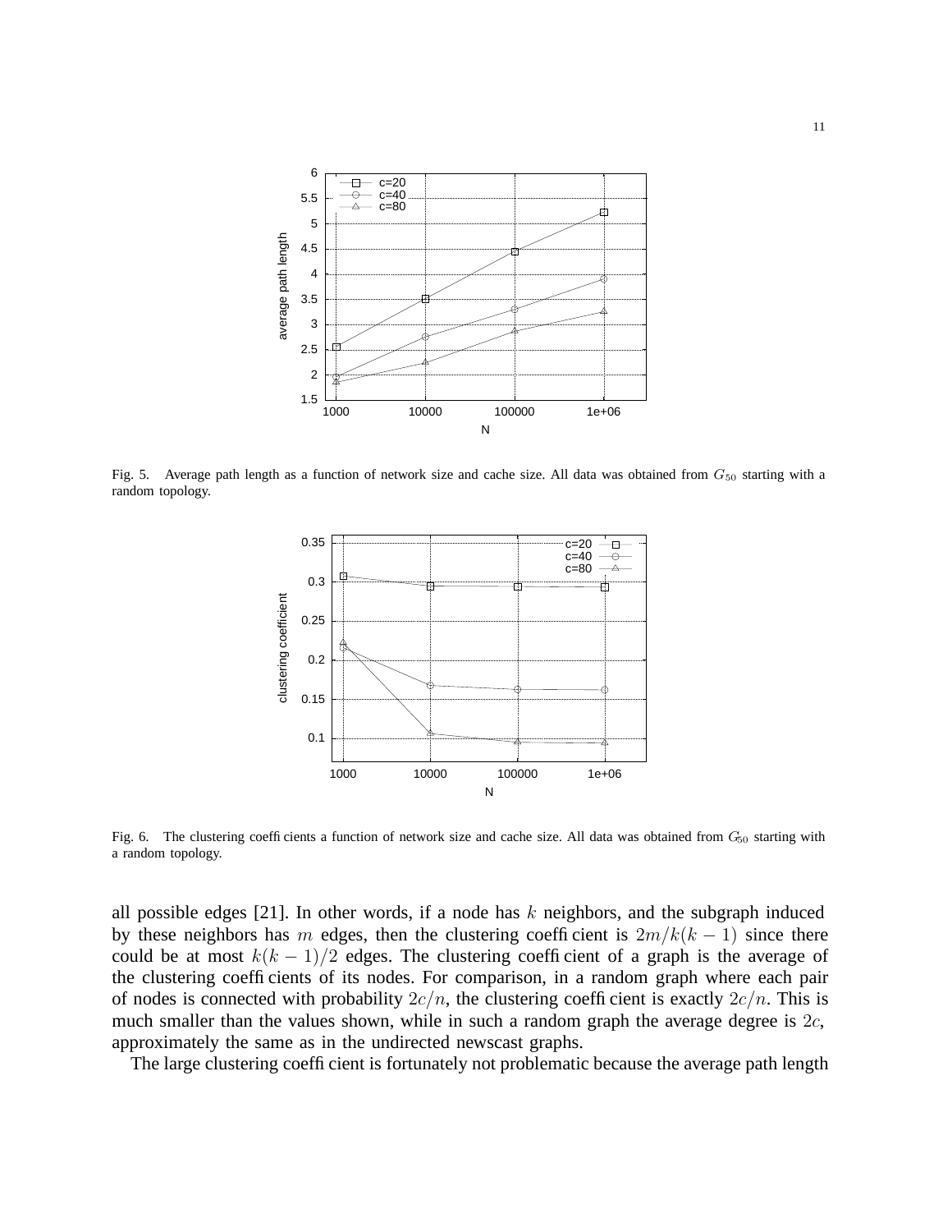Fig. 5. Average path length as a function of network size and cache size. All data was obtained from $G_{50}$ starting with a random topology.

Fig. 6. The clustering coefficients a function of network size and cache size. All data was obtained from $G_{50}$ starting with a random topology.

all possible edges [21]. In other words, if a node has $k$ neighbors, and the subgraph induced by these neighbors has $m$ edges, then the clustering coefficient is $2m/k(k-1)$ since there could be at most $k(k-1)/2$ edges. The clustering coefficient of a graph is the average of the clustering coefficients of its nodes. For comparison, in a random graph where each pair of nodes is connected with probability $2c/n$, the clustering coefficient is exactly $2c/n$. This is much smaller than the values shown, while in such a random graph the average degree is $2c$, approximately the same as in the undirected newscast graphs.

The large clustering coefficient is fortunately not problematic because the average path length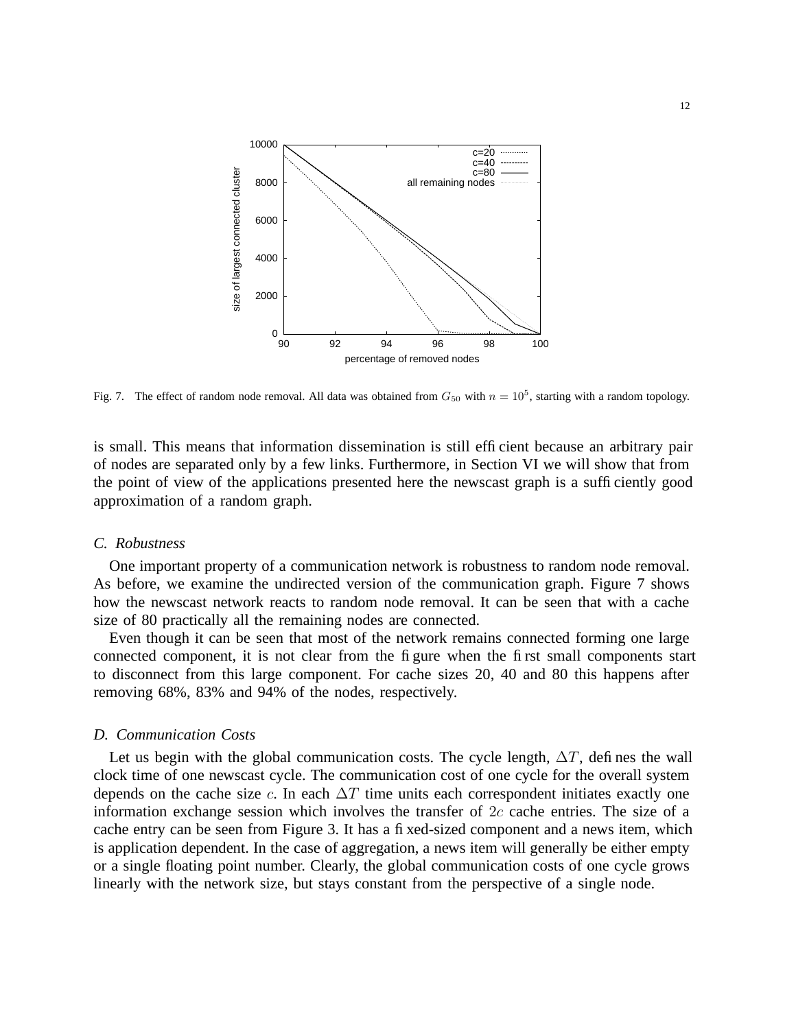10000
8000
6000
4000
2000
0

size of largest connected cluster

90 92 94 96 98 100

percentage of removed nodes

c=20
c=40
c=80
all remaining nodes

Fig. 7. The effect of random node removal. All data was obtained from $G_{50}$ with $n = 10^5$, starting with a random topology.

is small. This means that information dissemination is still efficient because an arbitrary pair of nodes are separated only by a few links. Furthermore, in Section VI we will show that from the point of view of the applications presented here the newscast graph is a sufficiently good approximation of a random graph.

### C. Robustness

One important property of a communication network is robustness to random node removal. As before, we examine the undirected version of the communication graph. Figure 7 shows how the newscast network reacts to random node removal. It can be seen that with a cache size of 80 practically all the remaining nodes are connected.

Even though it can be seen that most of the network remains connected forming one large connected component, it is not clear from the figure when the first small components start to disconnect from this large component. For cache sizes 20, 40 and 80 this happens after removing 68%, 83% and 94% of the nodes, respectively.

### D. Communication Costs

Let us begin with the global communication costs. The cycle length, $\Delta T$, defines the wall clock time of one newscast cycle. The communication cost of one cycle for the overall system depends on the cache size $c$. In each $\Delta T$ time units each correspondent initiates exactly one information exchange session which involves the transfer of $2c$ cache entries. The size of a cache entry can be seen from Figure 3. It has a fixed-sized component and a news item, which is application dependent. In the case of aggregation, a news item will generally be either empty or a single floating point number. Clearly, the global communication costs of one cycle grows linearly with the network size, but stays constant from the perspective of a single node.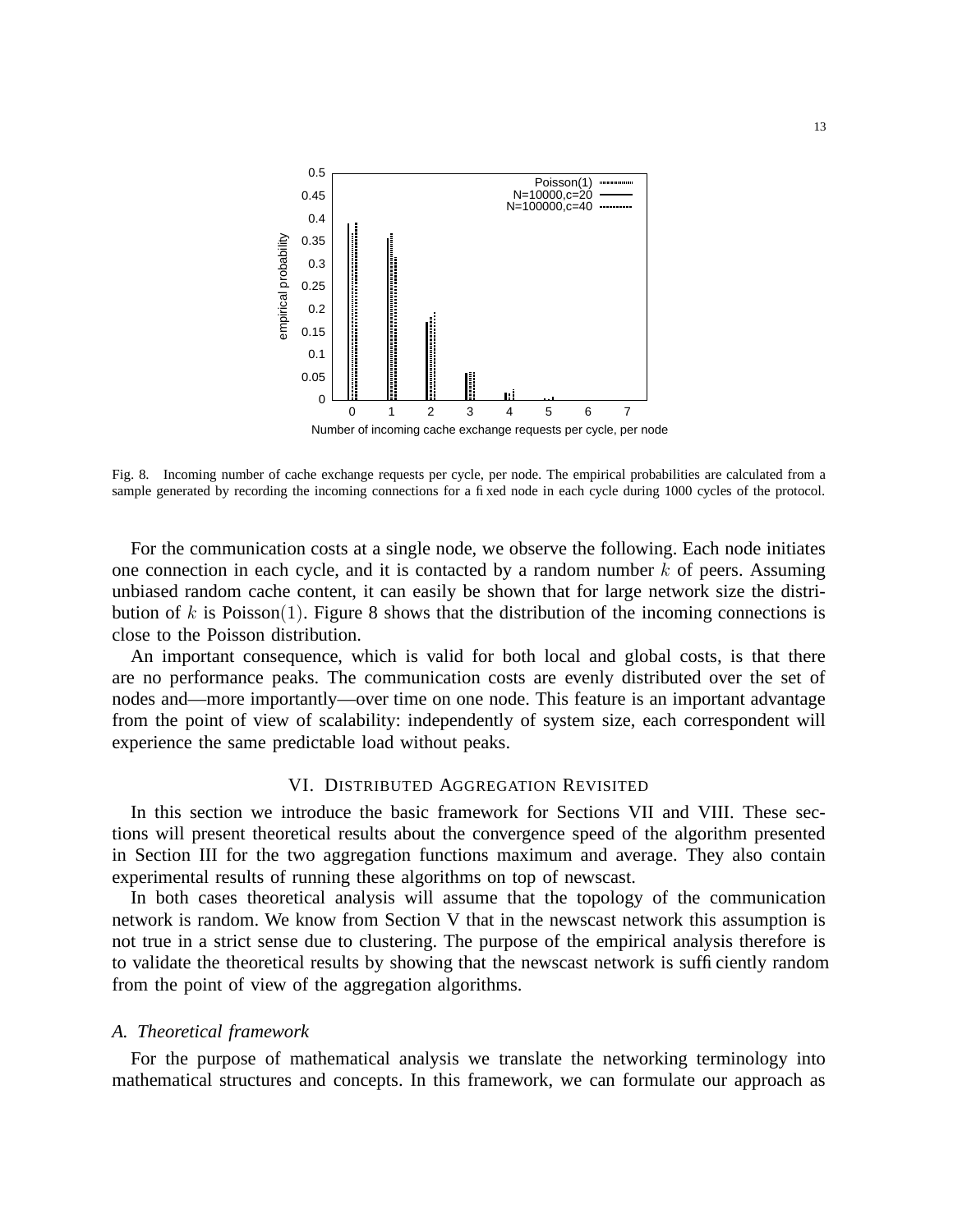0.5
0.45
0.4
0.35
0.3
0.25
0.2
0.15
0.1
0.05
0

empirical probability

0 1 2 3 4 5 6 7

Number of incoming cache exchange requests per cycle, per node

Poisson(1)
N=10000,c=20
N=100000,c=40

Fig. 8. Incoming number of cache exchange requests per cycle, per node. The empirical probabilities are calculated from a sample generated by recording the incoming connections for a fixed node in each cycle during 1000 cycles of the protocol.

For the communication costs at a single node, we observe the following. Each node initiates one connection in each cycle, and it is contacted by a random number $k$ of peers. Assuming unbiased random cache content, it can easily be shown that for large network size the distribution of $k$ is Poisson$(1)$. Figure 8 shows that the distribution of the incoming connections is close to the Poisson distribution.

An important consequence, which is valid for both local and global costs, is that there are no performance peaks. The communication costs are evenly distributed over the set of nodes and—more importantly—over time on one node. This feature is an important advantage from the point of view of scalability: independently of system size, each correspondent will experience the same predictable load without peaks.

## VI. Distributed Aggregation Revisited

In this section we introduce the basic framework for Sections VII and VIII. These sections will present theoretical results about the convergence speed of the algorithm presented in Section III for the two aggregation functions maximum and average. They also contain experimental results of running these algorithms on top of newscast.

In both cases theoretical analysis will assume that the topology of the communication network is random. We know from Section V that in the newscast network this assumption is not true in a strict sense due to clustering. The purpose of the empirical analysis therefore is to validate the theoretical results by showing that the newscast network is sufficiently random from the point of view of the aggregation algorithms.

### *A. Theoretical framework*

For the purpose of mathematical analysis we translate the networking terminology into mathematical structures and concepts. In this framework, we can formulate our approach as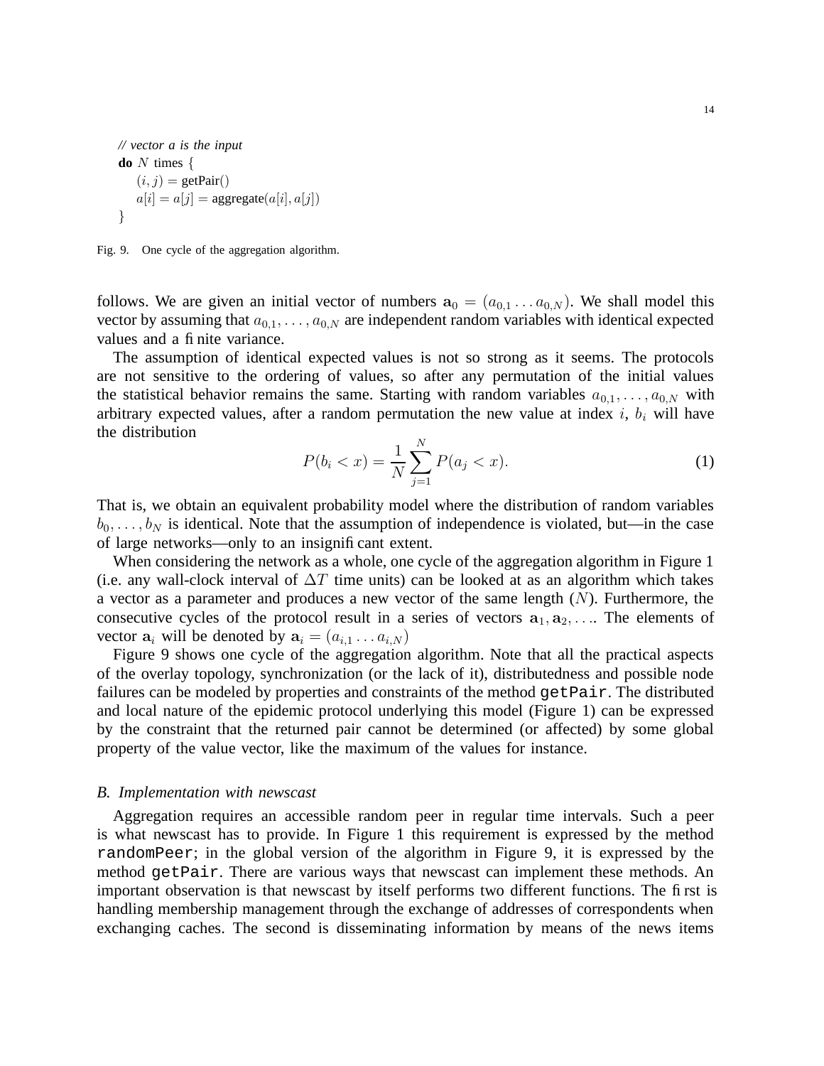```
// vector a is the input
do N times {
    (i, j) = getPair()
    a[i] = a[j] = aggregate(a[i], a[j])
}
```

Fig. 9. One cycle of the aggregation algorithm.

follows. We are given an initial vector of numbers $\mathbf{a}_0 = (a_{0,1} \ldots a_{0,N})$. We shall model this vector by assuming that $a_{0,1}, \ldots, a_{0,N}$ are independent random variables with identical expected values and a finite variance.

The assumption of identical expected values is not so strong as it seems. The protocols are not sensitive to the ordering of values, so after any permutation of the initial values the statistical behavior remains the same. Starting with random variables $a_{0,1}, \ldots, a_{0,N}$ with arbitrary expected values, after a random permutation the new value at index $i$, $b_i$ will have the distribution

$$P(b_i < x) = \frac{1}{N} \sum_{j=1}^{N} P(a_j < x). \tag{1}$$

That is, we obtain an equivalent probability model where the distribution of random variables $b_0, \ldots, b_N$ is identical. Note that the assumption of independence is violated, but—in the case of large networks—only to an insignificant extent.

When considering the network as a whole, one cycle of the aggregation algorithm in Figure 1 (i.e. any wall-clock interval of $\Delta T$ time units) can be looked at as an algorithm which takes a vector as a parameter and produces a new vector of the same length ($N$). Furthermore, the consecutive cycles of the protocol result in a series of vectors $\mathbf{a}_1, \mathbf{a}_2, \ldots$. The elements of vector $\mathbf{a}_i$ will be denoted by $\mathbf{a}_i = (a_{i,1} \ldots a_{i,N})$

Figure 9 shows one cycle of the aggregation algorithm. Note that all the practical aspects of the overlay topology, synchronization (or the lack of it), distributedness and possible node failures can be modeled by properties and constraints of the method `getPair`. The distributed and local nature of the epidemic protocol underlying this model (Figure 1) can be expressed by the constraint that the returned pair cannot be determined (or affected) by some global property of the value vector, like the maximum of the values for instance.

### *B. Implementation with newscast*

Aggregation requires an accessible random peer in regular time intervals. Such a peer is what newscast has to provide. In Figure 1 this requirement is expressed by the method `randomPeer`; in the global version of the algorithm in Figure 9, it is expressed by the method `getPair`. There are various ways that newscast can implement these methods. An important observation is that newscast by itself performs two different functions. The first is handling membership management through the exchange of addresses of correspondents when exchanging caches. The second is disseminating information by means of the news items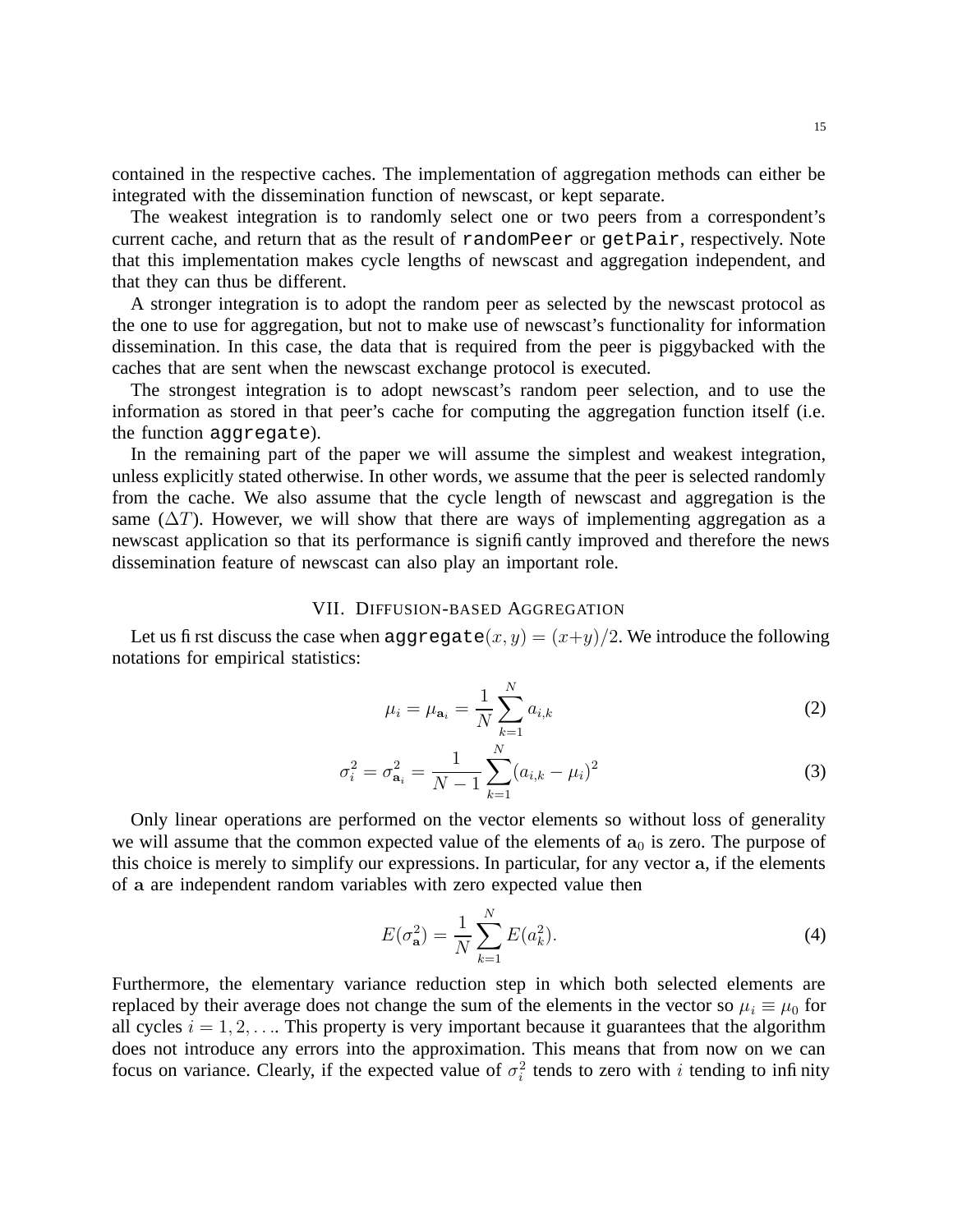contained in the respective caches. The implementation of aggregation methods can either be integrated with the dissemination function of newscast, or kept separate.

The weakest integration is to randomly select one or two peers from a correspondent's current cache, and return that as the result of `randomPeer` or `getPair`, respectively. Note that this implementation makes cycle lengths of newscast and aggregation independent, and that they can thus be different.

A stronger integration is to adopt the random peer as selected by the newscast protocol as the one to use for aggregation, but not to make use of newscast's functionality for information dissemination. In this case, the data that is required from the peer is piggybacked with the caches that are sent when the newscast exchange protocol is executed.

The strongest integration is to adopt newscast's random peer selection, and to use the information as stored in that peer's cache for computing the aggregation function itself (i.e. the function `aggregate`).

In the remaining part of the paper we will assume the simplest and weakest integration, unless explicitly stated otherwise. In other words, we assume that the peer is selected randomly from the cache. We also assume that the cycle length of newscast and aggregation is the same ($\Delta T$). However, we will show that there are ways of implementing aggregation as a newscast application so that its performance is significantly improved and therefore the news dissemination feature of newscast can also play an important role.

## VII. Diffusion-based Aggregation

Let us first discuss the case when $\texttt{aggregate}(x, y) = (x+y)/2$. We introduce the following notations for empirical statistics:

$$\mu_i = \mu_{\mathbf{a}_i} = \frac{1}{N}\sum_{k=1}^{N} a_{i,k} \tag{2}$$

$$\sigma_i^2 = \sigma_{\mathbf{a}_i}^2 = \frac{1}{N-1}\sum_{k=1}^{N}(a_{i,k} - \mu_i)^2 \tag{3}$$

Only linear operations are performed on the vector elements so without loss of generality we will assume that the common expected value of the elements of $\mathbf{a}_0$ is zero. The purpose of this choice is merely to simplify our expressions. In particular, for any vector $\mathbf{a}$, if the elements of $\mathbf{a}$ are independent random variables with zero expected value then

$$E(\sigma_{\mathbf{a}}^2) = \frac{1}{N}\sum_{k=1}^{N} E(a_k^2). \tag{4}$$

Furthermore, the elementary variance reduction step in which both selected elements are replaced by their average does not change the sum of the elements in the vector so $\mu_i \equiv \mu_0$ for all cycles $i = 1, 2, \ldots$. This property is very important because it guarantees that the algorithm does not introduce any errors into the approximation. This means that from now on we can focus on variance. Clearly, if the expected value of $\sigma_i^2$ tends to zero with $i$ tending to infinity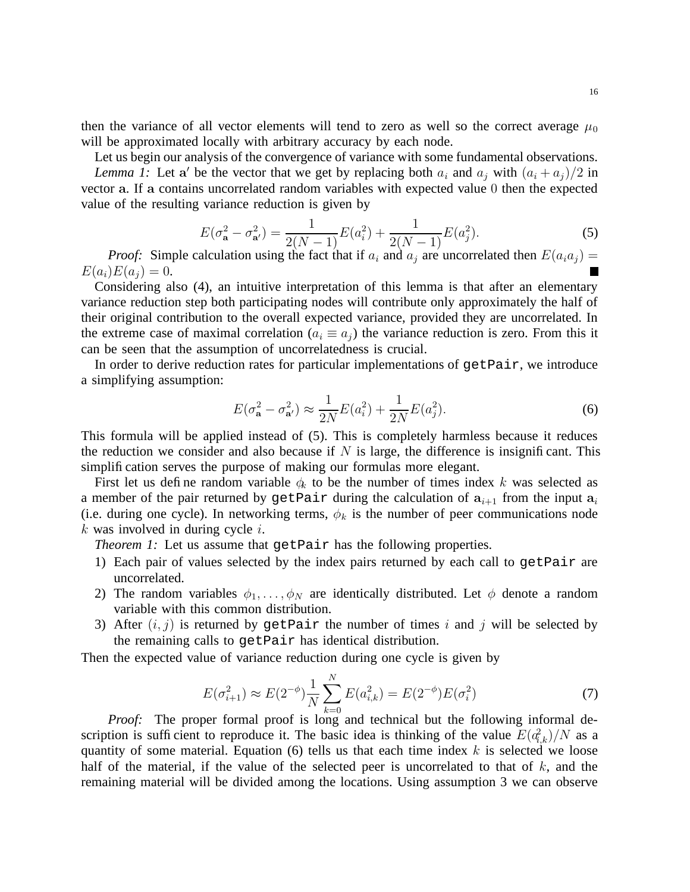then the variance of all vector elements will tend to zero as well so the correct average $\mu_0$ will be approximated locally with arbitrary accuracy by each node.

Let us begin our analysis of the convergence of variance with some fundamental observations.

*Lemma 1:* Let $\mathbf{a}'$ be the vector that we get by replacing both $a_i$ and $a_j$ with $(a_i + a_j)/2$ in vector $\mathbf{a}$. If $\mathbf{a}$ contains uncorrelated random variables with expected value 0 then the expected value of the resulting variance reduction is given by

$$E(\sigma^2_{\mathbf{a}} - \sigma^2_{\mathbf{a}'}) = \frac{1}{2(N-1)}E(a_i^2) + \frac{1}{2(N-1)}E(a_j^2). \tag{5}$$

*Proof:* Simple calculation using the fact that if $a_i$ and $a_j$ are uncorrelated then $E(a_i a_j) = E(a_i)E(a_j) = 0$. ∎

Considering also (4), an intuitive interpretation of this lemma is that after an elementary variance reduction step both participating nodes will contribute only approximately the half of their original contribution to the overall expected variance, provided they are uncorrelated. In the extreme case of maximal correlation ($a_i \equiv a_j$) the variance reduction is zero. From this it can be seen that the assumption of uncorrelatedness is crucial.

In order to derive reduction rates for particular implementations of `getPair`, we introduce a simplifying assumption:

$$E(\sigma^2_{\mathbf{a}} - \sigma^2_{\mathbf{a}'}) \approx \frac{1}{2N}E(a_i^2) + \frac{1}{2N}E(a_j^2). \tag{6}$$

This formula will be applied instead of (5). This is completely harmless because it reduces the reduction we consider and also because if $N$ is large, the difference is insignificant. This simplification serves the purpose of making our formulas more elegant.

First let us define random variable $\phi_k$ to be the number of times index $k$ was selected as a member of the pair returned by `getPair` during the calculation of $\mathbf{a}_{i+1}$ from the input $\mathbf{a}_i$ (i.e. during one cycle). In networking terms, $\phi_k$ is the number of peer communications node $k$ was involved in during cycle $i$.

*Theorem 1:* Let us assume that `getPair` has the following properties.

1) Each pair of values selected by the index pairs returned by each call to `getPair` are uncorrelated.
2) The random variables $\phi_1, \ldots, \phi_N$ are identically distributed. Let $\phi$ denote a random variable with this common distribution.
3) After $(i, j)$ is returned by `getPair` the number of times $i$ and $j$ will be selected by the remaining calls to `getPair` has identical distribution.

Then the expected value of variance reduction during one cycle is given by

$$E(\sigma^2_{i+1}) \approx E(2^{-\phi})\frac{1}{N}\sum_{k=0}^{N} E(a^2_{i,k}) = E(2^{-\phi})E(\sigma^2_i) \tag{7}$$

*Proof:* The proper formal proof is long and technical but the following informal description is sufficient to reproduce it. The basic idea is thinking of the value $E(a^2_{i,k})/N$ as a quantity of some material. Equation (6) tells us that each time index $k$ is selected we loose half of the material, if the value of the selected peer is uncorrelated to that of $k$, and the remaining material will be divided among the locations. Using assumption 3 we can observe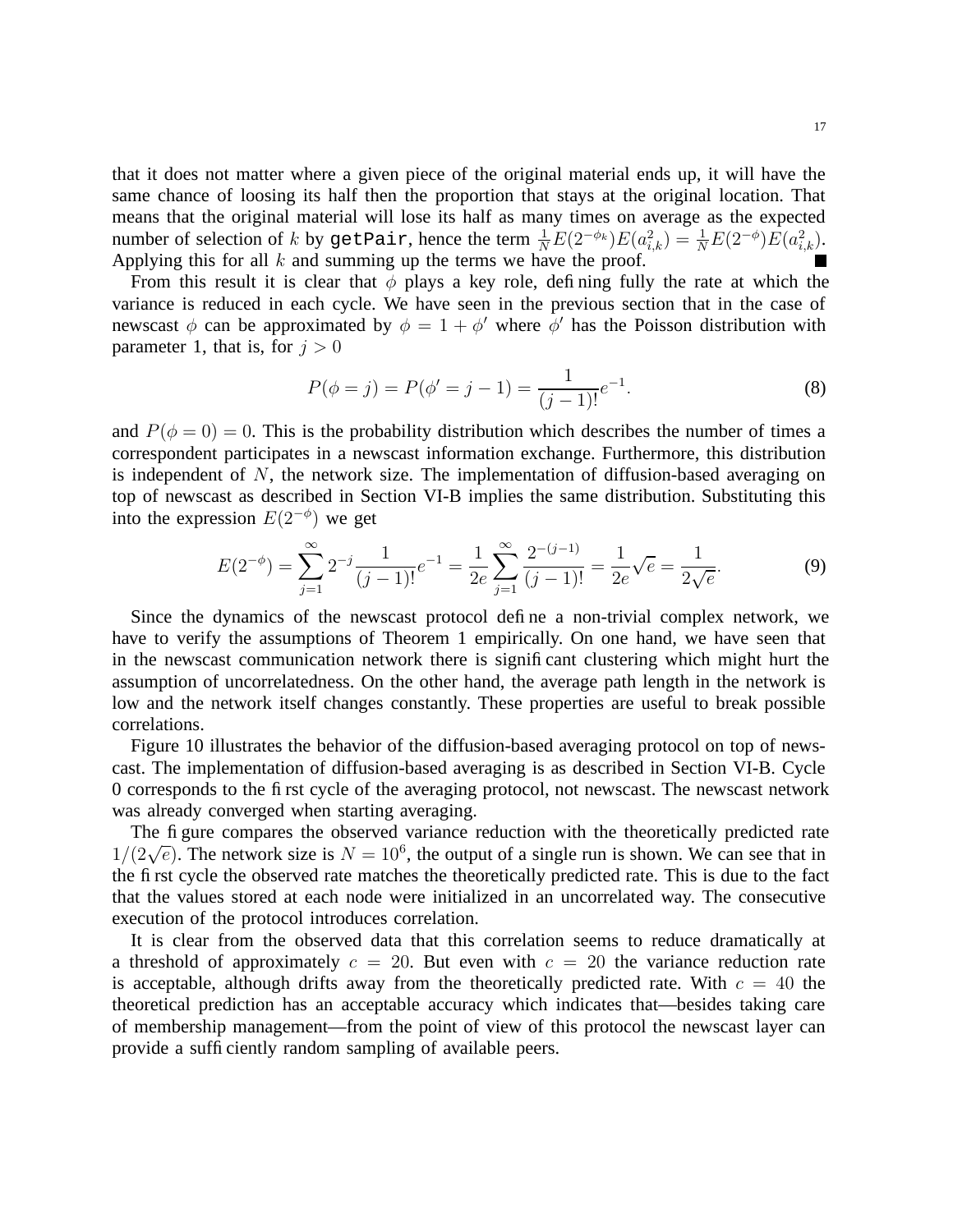that it does not matter where a given piece of the original material ends up, it will have the same chance of loosing its half then the proportion that stays at the original location. That means that the original material will lose its half as many times on average as the expected number of selection of $k$ by `getPair`, hence the term $\frac{1}{N}E(2^{-\phi_k})E(a_{i,k}^2) = \frac{1}{N}E(2^{-\phi})E(a_{i,k}^2)$. Applying this for all $k$ and summing up the terms we have the proof. ■

From this result it is clear that $\phi$ plays a key role, defining fully the rate at which the variance is reduced in each cycle. We have seen in the previous section that in the case of newscast $\phi$ can be approximated by $\phi = 1 + \phi'$ where $\phi'$ has the Poisson distribution with parameter 1, that is, for $j > 0$

$$P(\phi = j) = P(\phi' = j - 1) = \frac{1}{(j-1)!}e^{-1}. \tag{8}$$

and $P(\phi = 0) = 0$. This is the probability distribution which describes the number of times a correspondent participates in a newscast information exchange. Furthermore, this distribution is independent of $N$, the network size. The implementation of diffusion-based averaging on top of newscast as described in Section VI-B implies the same distribution. Substituting this into the expression $E(2^{-\phi})$ we get

$$E(2^{-\phi}) = \sum_{j=1}^{\infty} 2^{-j}\frac{1}{(j-1)!}e^{-1} = \frac{1}{2e}\sum_{j=1}^{\infty}\frac{2^{-(j-1)}}{(j-1)!} = \frac{1}{2e}\sqrt{e} = \frac{1}{2\sqrt{e}}. \tag{9}$$

Since the dynamics of the newscast protocol define a non-trivial complex network, we have to verify the assumptions of Theorem 1 empirically. On one hand, we have seen that in the newscast communication network there is significant clustering which might hurt the assumption of uncorrelatedness. On the other hand, the average path length in the network is low and the network itself changes constantly. These properties are useful to break possible correlations.

Figure 10 illustrates the behavior of the diffusion-based averaging protocol on top of newscast. The implementation of diffusion-based averaging is as described in Section VI-B. Cycle 0 corresponds to the first cycle of the averaging protocol, not newscast. The newscast network was already converged when starting averaging.

The figure compares the observed variance reduction with the theoretically predicted rate $1/(2\sqrt{e})$. The network size is $N = 10^6$, the output of a single run is shown. We can see that in the first cycle the observed rate matches the theoretically predicted rate. This is due to the fact that the values stored at each node were initialized in an uncorrelated way. The consecutive execution of the protocol introduces correlation.

It is clear from the observed data that this correlation seems to reduce dramatically at a threshold of approximately $c = 20$. But even with $c = 20$ the variance reduction rate is acceptable, although drifts away from the theoretically predicted rate. With $c = 40$ the theoretical prediction has an acceptable accuracy which indicates that—besides taking care of membership management—from the point of view of this protocol the newscast layer can provide a sufficiently random sampling of available peers.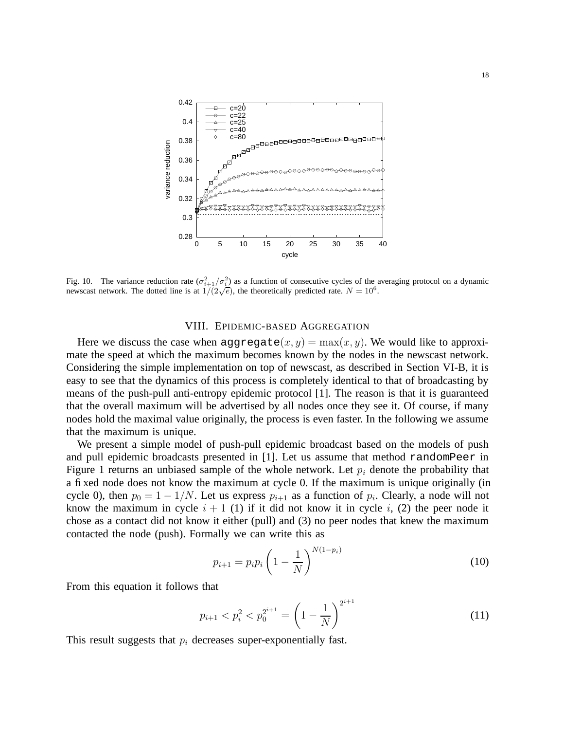0.42
0.4
0.38
0.36
0.34
0.32
0.3
0.28

0 5 10 15 20 25 30 35 40

cycle

variance reduction

c=20
c=22
c=25
c=40
c=80

Fig. 10. The variance reduction rate ($\sigma_{i+1}^2/\sigma_i^2$) as a function of consecutive cycles of the averaging protocol on a dynamic newscast network. The dotted line is at $1/(2\sqrt{e})$, the theoretically predicted rate. $N = 10^6$.

## VIII. Epidemic-based Aggregation

Here we discuss the case when aggregate$(x, y) = \max(x, y)$. We would like to approximate the speed at which the maximum becomes known by the nodes in the newscast network. Considering the simple implementation on top of newscast, as described in Section VI-B, it is easy to see that the dynamics of this process is completely identical to that of broadcasting by means of the push-pull anti-entropy epidemic protocol [1]. The reason is that it is guaranteed that the overall maximum will be advertised by all nodes once they see it. Of course, if many nodes hold the maximal value originally, the process is even faster. In the following we assume that the maximum is unique.

We present a simple model of push-pull epidemic broadcast based on the models of push and pull epidemic broadcasts presented in [1]. Let us assume that method randomPeer in Figure 1 returns an unbiased sample of the whole network. Let $p_i$ denote the probability that a fixed node does not know the maximum at cycle 0. If the maximum is unique originally (in cycle 0), then $p_0 = 1 - 1/N$. Let us express $p_{i+1}$ as a function of $p_i$. Clearly, a node will not know the maximum in cycle $i + 1$ (1) if it did not know it in cycle $i$, (2) the peer node it chose as a contact did not know it either (pull) and (3) no peer nodes that knew the maximum contacted the node (push). Formally we can write this as

$$p_{i+1} = p_i p_i \left(1 - \frac{1}{N}\right)^{N(1-p_i)} \tag{10}$$

From this equation it follows that

$$p_{i+1} < p_i^2 < p_0^{2^{i+1}} = \left(1 - \frac{1}{N}\right)^{2^{i+1}} \tag{11}$$

This result suggests that $p_i$ decreases super-exponentially fast.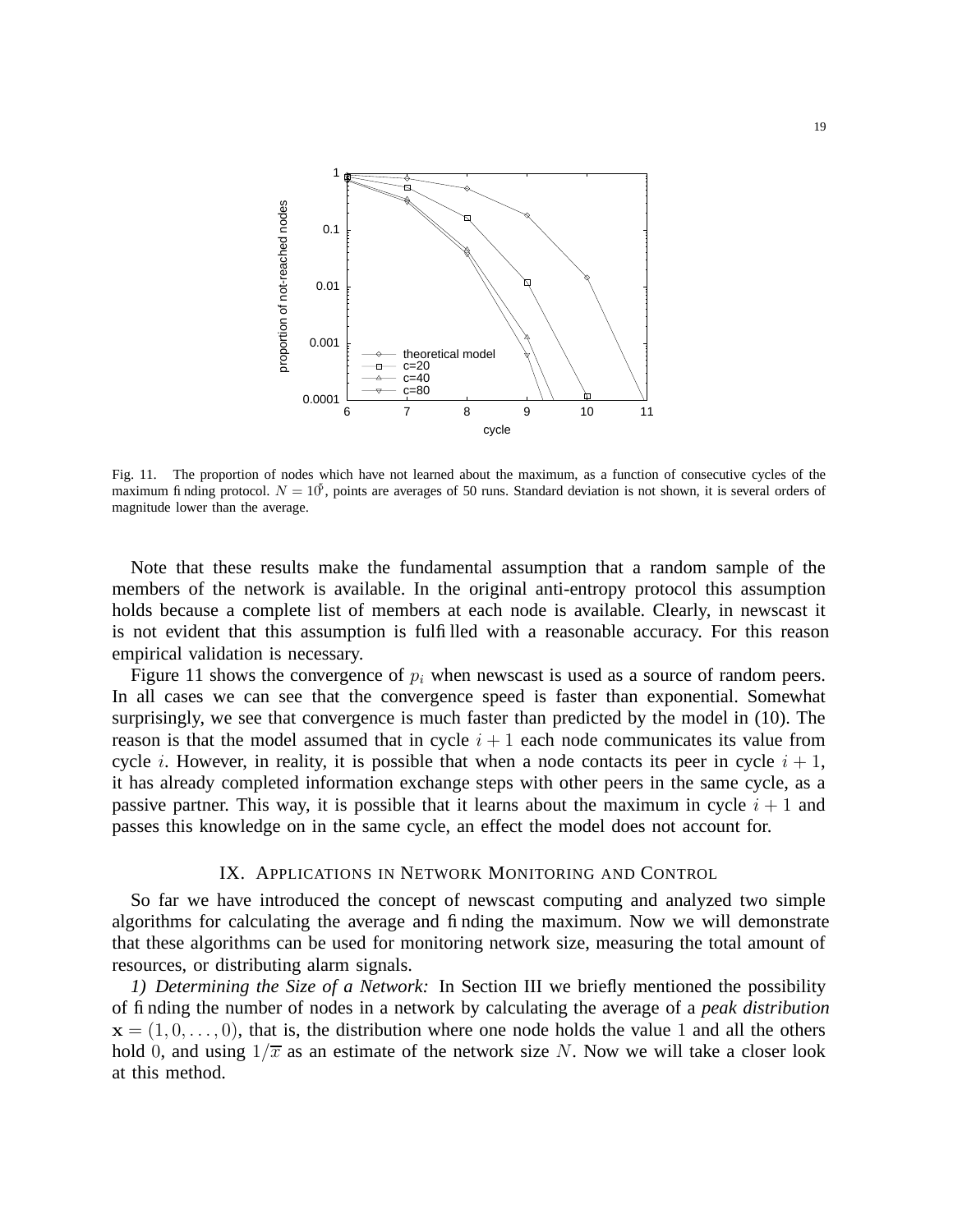proportion of not-reached nodes

1

0.1

0.01

0.001

0.0001

6 7 8 9 10 11

cycle

theoretical model
c=20
c=40
c=80

Fig. 11. The proportion of nodes which have not learned about the maximum, as a function of consecutive cycles of the maximum finding protocol. $N = 10^5$, points are averages of 50 runs. Standard deviation is not shown, it is several orders of magnitude lower than the average.

Note that these results make the fundamental assumption that a random sample of the members of the network is available. In the original anti-entropy protocol this assumption holds because a complete list of members at each node is available. Clearly, in newscast it is not evident that this assumption is fulfilled with a reasonable accuracy. For this reason empirical validation is necessary.

Figure 11 shows the convergence of $p_i$ when newscast is used as a source of random peers. In all cases we can see that the convergence speed is faster than exponential. Somewhat surprisingly, we see that convergence is much faster than predicted by the model in (10). The reason is that the model assumed that in cycle $i + 1$ each node communicates its value from cycle $i$. However, in reality, it is possible that when a node contacts its peer in cycle $i + 1$, it has already completed information exchange steps with other peers in the same cycle, as a passive partner. This way, it is possible that it learns about the maximum in cycle $i + 1$ and passes this knowledge on in the same cycle, an effect the model does not account for.

## IX. Applications in Network Monitoring and Control

So far we have introduced the concept of newscast computing and analyzed two simple algorithms for calculating the average and finding the maximum. Now we will demonstrate that these algorithms can be used for monitoring network size, measuring the total amount of resources, or distributing alarm signals.

*1) Determining the Size of a Network:* In Section III we briefly mentioned the possibility of finding the number of nodes in a network by calculating the average of a *peak distribution* $\mathbf{x} = (1, 0, \ldots, 0)$, that is, the distribution where one node holds the value $1$ and all the others hold $0$, and using $1/\overline{x}$ as an estimate of the network size $N$. Now we will take a closer look at this method.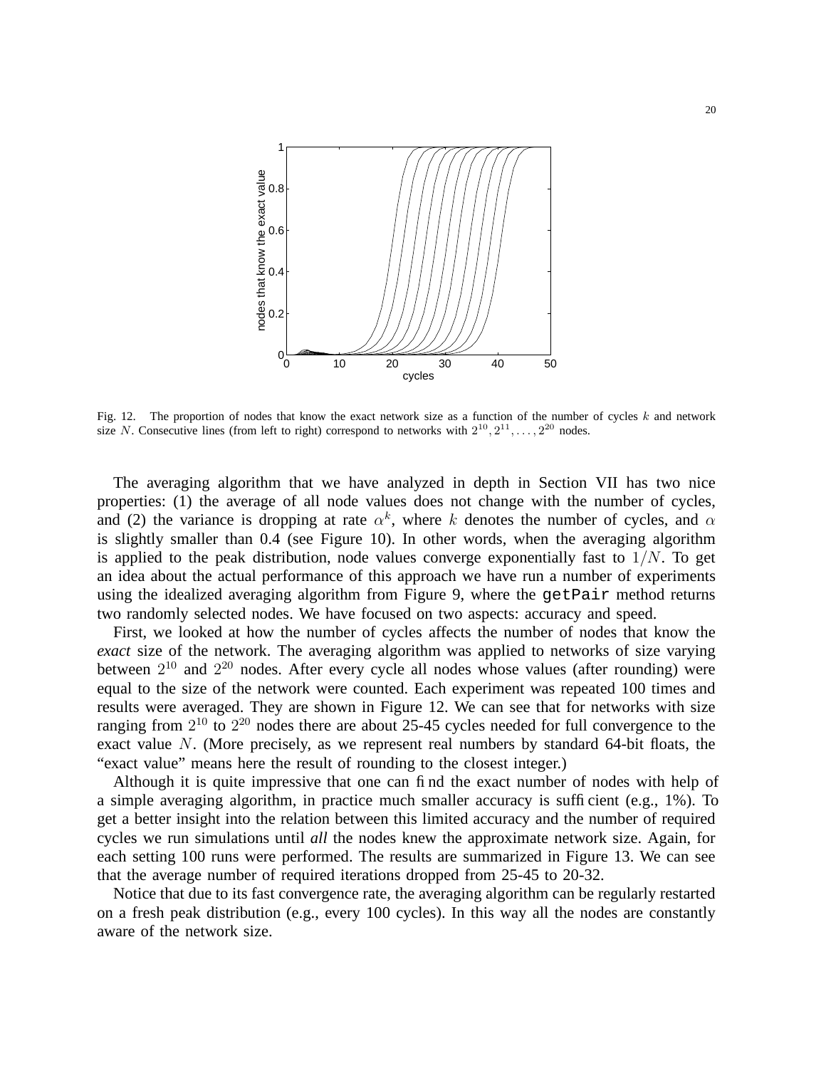1

0.8

0.6

0.4

0.2

0

0 10 20 30 40 50

cycles

nodes that know the exact value

Fig. 12. The proportion of nodes that know the exact network size as a function of the number of cycles $k$ and network size $N$. Consecutive lines (from left to right) correspond to networks with $2^{10}, 2^{11}, \ldots, 2^{20}$ nodes.

The averaging algorithm that we have analyzed in depth in Section VII has two nice properties: (1) the average of all node values does not change with the number of cycles, and (2) the variance is dropping at rate $\alpha^k$, where $k$ denotes the number of cycles, and $\alpha$ is slightly smaller than 0.4 (see Figure 10). In other words, when the averaging algorithm is applied to the peak distribution, node values converge exponentially fast to $1/N$. To get an idea about the actual performance of this approach we have run a number of experiments using the idealized averaging algorithm from Figure 9, where the `getPair` method returns two randomly selected nodes. We have focused on two aspects: accuracy and speed.

First, we looked at how the number of cycles affects the number of nodes that know the *exact* size of the network. The averaging algorithm was applied to networks of size varying between $2^{10}$ and $2^{20}$ nodes. After every cycle all nodes whose values (after rounding) were equal to the size of the network were counted. Each experiment was repeated 100 times and results were averaged. They are shown in Figure 12. We can see that for networks with size ranging from $2^{10}$ to $2^{20}$ nodes there are about 25-45 cycles needed for full convergence to the exact value $N$. (More precisely, as we represent real numbers by standard 64-bit floats, the "exact value" means here the result of rounding to the closest integer.)

Although it is quite impressive that one can find the exact number of nodes with help of a simple averaging algorithm, in practice much smaller accuracy is sufficient (e.g., 1%). To get a better insight into the relation between this limited accuracy and the number of required cycles we run simulations until *all* the nodes knew the approximate network size. Again, for each setting 100 runs were performed. The results are summarized in Figure 13. We can see that the average number of required iterations dropped from 25-45 to 20-32.

Notice that due to its fast convergence rate, the averaging algorithm can be regularly restarted on a fresh peak distribution (e.g., every 100 cycles). In this way all the nodes are constantly aware of the network size.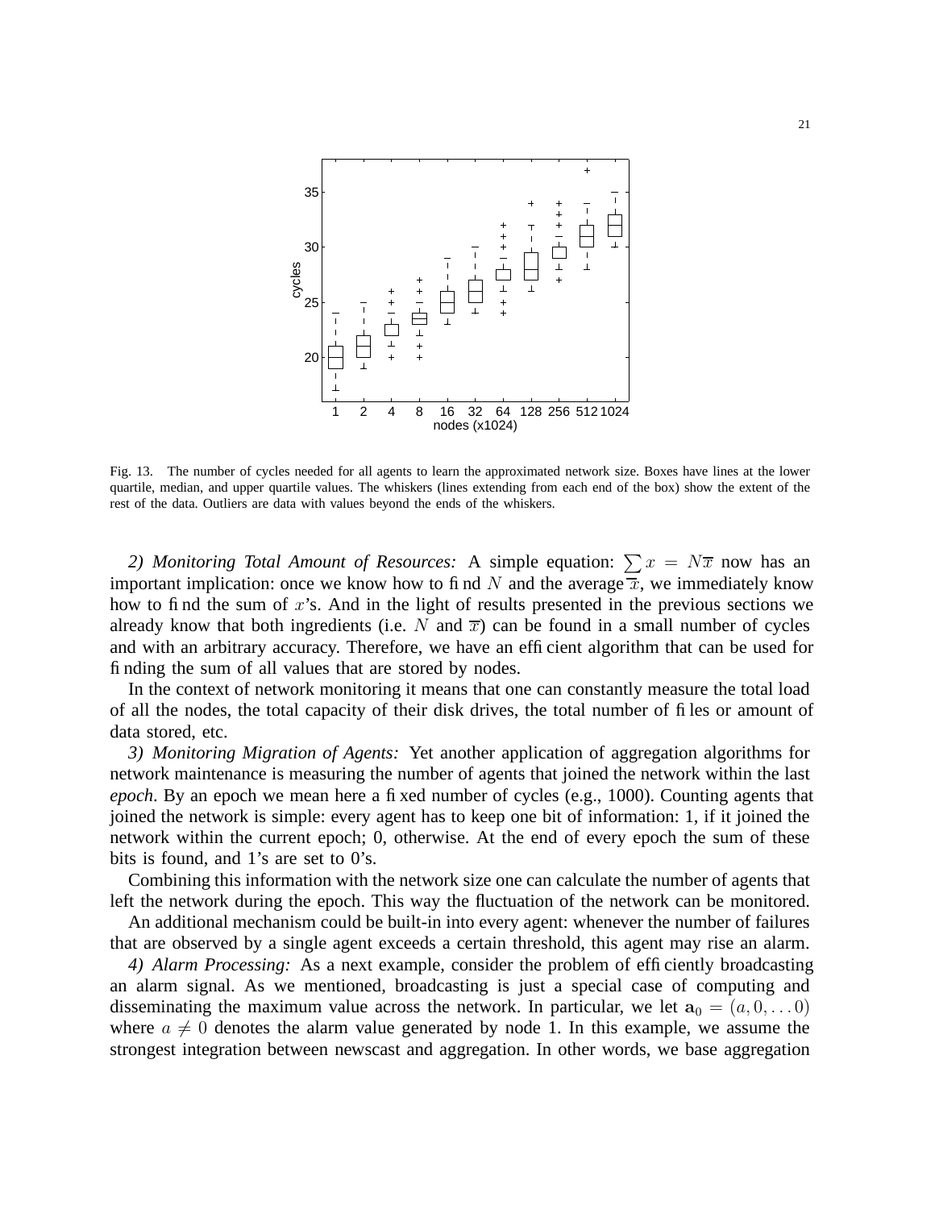35
30
25
20
cycles
1 2 4 8 16 32 64 128 256 512 1024
nodes (x1024)

Fig. 13. The number of cycles needed for all agents to learn the approximated network size. Boxes have lines at the lower quartile, median, and upper quartile values. The whiskers (lines extending from each end of the box) show the extent of the rest of the data. Outliers are data with values beyond the ends of the whiskers.

*2) Monitoring Total Amount of Resources:* A simple equation: $\sum x = N\overline{x}$ now has an important implication: once we know how to find $N$ and the average $\overline{x}$, we immediately know how to find the sum of $x$'s. And in the light of results presented in the previous sections we already know that both ingredients (i.e. $N$ and $\overline{x}$) can be found in a small number of cycles and with an arbitrary accuracy. Therefore, we have an efficient algorithm that can be used for finding the sum of all values that are stored by nodes.

In the context of network monitoring it means that one can constantly measure the total load of all the nodes, the total capacity of their disk drives, the total number of files or amount of data stored, etc.

*3) Monitoring Migration of Agents:* Yet another application of aggregation algorithms for network maintenance is measuring the number of agents that joined the network within the last *epoch*. By an epoch we mean here a fixed number of cycles (e.g., 1000). Counting agents that joined the network is simple: every agent has to keep one bit of information: 1, if it joined the network within the current epoch; 0, otherwise. At the end of every epoch the sum of these bits is found, and 1's are set to 0's.

Combining this information with the network size one can calculate the number of agents that left the network during the epoch. This way the fluctuation of the network can be monitored.

An additional mechanism could be built-in into every agent: whenever the number of failures that are observed by a single agent exceeds a certain threshold, this agent may rise an alarm.

*4) Alarm Processing:* As a next example, consider the problem of efficiently broadcasting an alarm signal. As we mentioned, broadcasting is just a special case of computing and disseminating the maximum value across the network. In particular, we let $\mathbf{a}_0 = (a, 0, \ldots 0)$ where $a \neq 0$ denotes the alarm value generated by node 1. In this example, we assume the strongest integration between newscast and aggregation. In other words, we base aggregation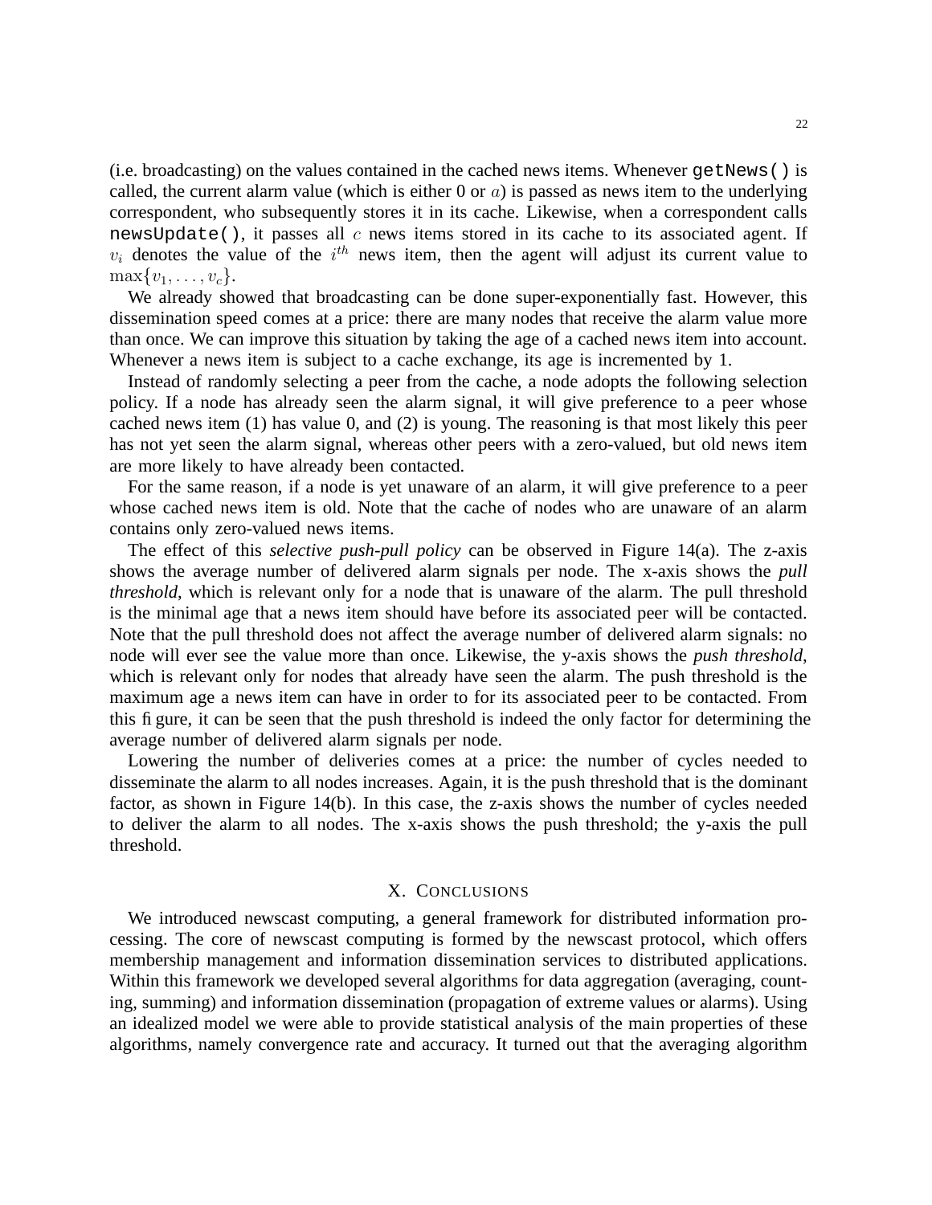(i.e. broadcasting) on the values contained in the cached news items. Whenever `getNews()` is called, the current alarm value (which is either 0 or $a$) is passed as news item to the underlying correspondent, who subsequently stores it in its cache. Likewise, when a correspondent calls `newsUpdate()`, it passes all $c$ news items stored in its cache to its associated agent. If $v_i$ denotes the value of the $i^{th}$ news item, then the agent will adjust its current value to $\max\{v_1, \ldots, v_c\}$.

We already showed that broadcasting can be done super-exponentially fast. However, this dissemination speed comes at a price: there are many nodes that receive the alarm value more than once. We can improve this situation by taking the age of a cached news item into account. Whenever a news item is subject to a cache exchange, its age is incremented by 1.

Instead of randomly selecting a peer from the cache, a node adopts the following selection policy. If a node has already seen the alarm signal, it will give preference to a peer whose cached news item (1) has value 0, and (2) is young. The reasoning is that most likely this peer has not yet seen the alarm signal, whereas other peers with a zero-valued, but old news item are more likely to have already been contacted.

For the same reason, if a node is yet unaware of an alarm, it will give preference to a peer whose cached news item is old. Note that the cache of nodes who are unaware of an alarm contains only zero-valued news items.

The effect of this *selective push-pull policy* can be observed in Figure 14(a). The z-axis shows the average number of delivered alarm signals per node. The x-axis shows the *pull threshold*, which is relevant only for a node that is unaware of the alarm. The pull threshold is the minimal age that a news item should have before its associated peer will be contacted. Note that the pull threshold does not affect the average number of delivered alarm signals: no node will ever see the value more than once. Likewise, the y-axis shows the *push threshold*, which is relevant only for nodes that already have seen the alarm. The push threshold is the maximum age a news item can have in order to for its associated peer to be contacted. From this figure, it can be seen that the push threshold is indeed the only factor for determining the average number of delivered alarm signals per node.

Lowering the number of deliveries comes at a price: the number of cycles needed to disseminate the alarm to all nodes increases. Again, it is the push threshold that is the dominant factor, as shown in Figure 14(b). In this case, the z-axis shows the number of cycles needed to deliver the alarm to all nodes. The x-axis shows the push threshold; the y-axis the pull threshold.

## X. Conclusions

We introduced newscast computing, a general framework for distributed information processing. The core of newscast computing is formed by the newscast protocol, which offers membership management and information dissemination services to distributed applications. Within this framework we developed several algorithms for data aggregation (averaging, counting, summing) and information dissemination (propagation of extreme values or alarms). Using an idealized model we were able to provide statistical analysis of the main properties of these algorithms, namely convergence rate and accuracy. It turned out that the averaging algorithm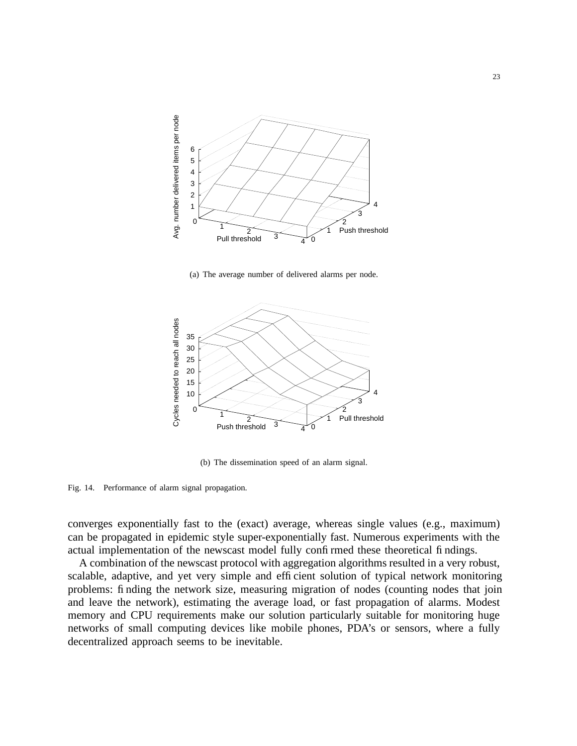Avg. number delivered items per node

0
1
2
3
4
5
6

1
2
3
4
Pull threshold

0
1
2
3
4
Push threshold

(a) The average number of delivered alarms per node.

Cycles needed to reach all nodes

0
10
15
20
25
30
35

1
2
3
4
Push threshold

0
1
2
3
4
Pull threshold

(b) The dissemination speed of an alarm signal.

Fig. 14. Performance of alarm signal propagation.

converges exponentially fast to the (exact) average, whereas single values (e.g., maximum) can be propagated in epidemic style super-exponentially fast. Numerous experiments with the actual implementation of the newscast model fully confirmed these theoretical findings.

A combination of the newscast protocol with aggregation algorithms resulted in a very robust, scalable, adaptive, and yet very simple and efficient solution of typical network monitoring problems: finding the network size, measuring migration of nodes (counting nodes that join and leave the network), estimating the average load, or fast propagation of alarms. Modest memory and CPU requirements make our solution particularly suitable for monitoring huge networks of small computing devices like mobile phones, PDA's or sensors, where a fully decentralized approach seems to be inevitable.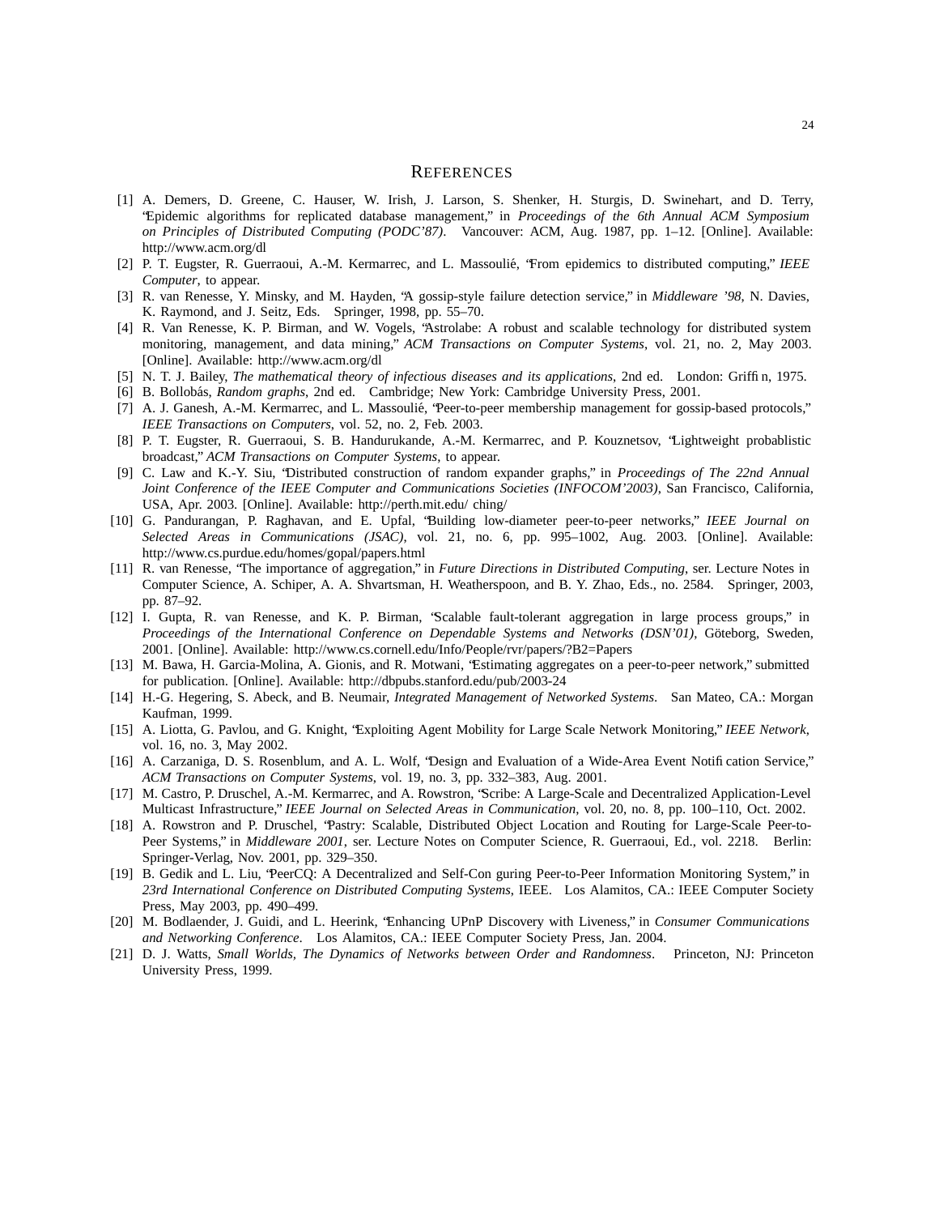# REFERENCES

[1] A. Demers, D. Greene, C. Hauser, W. Irish, J. Larson, S. Shenker, H. Sturgis, D. Swinehart, and D. Terry, "Epidemic algorithms for replicated database management," in *Proceedings of the 6th Annual ACM Symposium on Principles of Distributed Computing (PODC'87)*. Vancouver: ACM, Aug. 1987, pp. 1–12. [Online]. Available: http://www.acm.org/dl

[2] P. T. Eugster, R. Guerraoui, A.-M. Kermarrec, and L. Massoulié, "From epidemics to distributed computing," *IEEE Computer*, to appear.

[3] R. van Renesse, Y. Minsky, and M. Hayden, "A gossip-style failure detection service," in *Middleware '98*, N. Davies, K. Raymond, and J. Seitz, Eds. Springer, 1998, pp. 55–70.

[4] R. Van Renesse, K. P. Birman, and W. Vogels, "Astrolabe: A robust and scalable technology for distributed system monitoring, management, and data mining," *ACM Transactions on Computer Systems*, vol. 21, no. 2, May 2003. [Online]. Available: http://www.acm.org/dl

[5] N. T. J. Bailey, *The mathematical theory of infectious diseases and its applications*, 2nd ed. London: Griffin, 1975.

[6] B. Bollobás, *Random graphs*, 2nd ed. Cambridge; New York: Cambridge University Press, 2001.

[7] A. J. Ganesh, A.-M. Kermarrec, and L. Massoulié, "Peer-to-peer membership management for gossip-based protocols," *IEEE Transactions on Computers*, vol. 52, no. 2, Feb. 2003.

[8] P. T. Eugster, R. Guerraoui, S. B. Handurukande, A.-M. Kermarrec, and P. Kouznetsov, "Lightweight probablistic broadcast," *ACM Transactions on Computer Systems*, to appear.

[9] C. Law and K.-Y. Siu, "Distributed construction of random expander graphs," in *Proceedings of The 22nd Annual Joint Conference of the IEEE Computer and Communications Societies (INFOCOM'2003)*, San Francisco, California, USA, Apr. 2003. [Online]. Available: http://perth.mit.edu/ ching/

[10] G. Pandurangan, P. Raghavan, and E. Upfal, "Building low-diameter peer-to-peer networks," *IEEE Journal on Selected Areas in Communications (JSAC)*, vol. 21, no. 6, pp. 995–1002, Aug. 2003. [Online]. Available: http://www.cs.purdue.edu/homes/gopal/papers.html

[11] R. van Renesse, "The importance of aggregation," in *Future Directions in Distributed Computing*, ser. Lecture Notes in Computer Science, A. Schiper, A. A. Shvartsman, H. Weatherspoon, and B. Y. Zhao, Eds., no. 2584. Springer, 2003, pp. 87–92.

[12] I. Gupta, R. van Renesse, and K. P. Birman, "Scalable fault-tolerant aggregation in large process groups," in *Proceedings of the International Conference on Dependable Systems and Networks (DSN'01)*, Göteborg, Sweden, 2001. [Online]. Available: http://www.cs.cornell.edu/Info/People/rvr/papers/?B2=Papers

[13] M. Bawa, H. Garcia-Molina, A. Gionis, and R. Motwani, "Estimating aggregates on a peer-to-peer network," submitted for publication. [Online]. Available: http://dbpubs.stanford.edu/pub/2003-24

[14] H.-G. Hegering, S. Abeck, and B. Neumair, *Integrated Management of Networked Systems*. San Mateo, CA.: Morgan Kaufman, 1999.

[15] A. Liotta, G. Pavlou, and G. Knight, "Exploiting Agent Mobility for Large Scale Network Monitoring," *IEEE Network*, vol. 16, no. 3, May 2002.

[16] A. Carzaniga, D. S. Rosenblum, and A. L. Wolf, "Design and Evaluation of a Wide-Area Event Notification Service," *ACM Transactions on Computer Systems*, vol. 19, no. 3, pp. 332–383, Aug. 2001.

[17] M. Castro, P. Druschel, A.-M. Kermarrec, and A. Rowstron, "Scribe: A Large-Scale and Decentralized Application-Level Multicast Infrastructure," *IEEE Journal on Selected Areas in Communication*, vol. 20, no. 8, pp. 100–110, Oct. 2002.

[18] A. Rowstron and P. Druschel, "Pastry: Scalable, Distributed Object Location and Routing for Large-Scale Peer-to-Peer Systems," in *Middleware 2001*, ser. Lecture Notes on Computer Science, R. Guerraoui, Ed., vol. 2218. Berlin: Springer-Verlag, Nov. 2001, pp. 329–350.

[19] B. Gedik and L. Liu, "PeerCQ: A Decentralized and Self-Con guring Peer-to-Peer Information Monitoring System," in *23rd International Conference on Distributed Computing Systems*, IEEE. Los Alamitos, CA.: IEEE Computer Society Press, May 2003, pp. 490–499.

[20] M. Bodlaender, J. Guidi, and L. Heerink, "Enhancing UPnP Discovery with Liveness," in *Consumer Communications and Networking Conference*. Los Alamitos, CA.: IEEE Computer Society Press, Jan. 2004.

[21] D. J. Watts, *Small Worlds, The Dynamics of Networks between Order and Randomness*. Princeton, NJ: Princeton University Press, 1999.